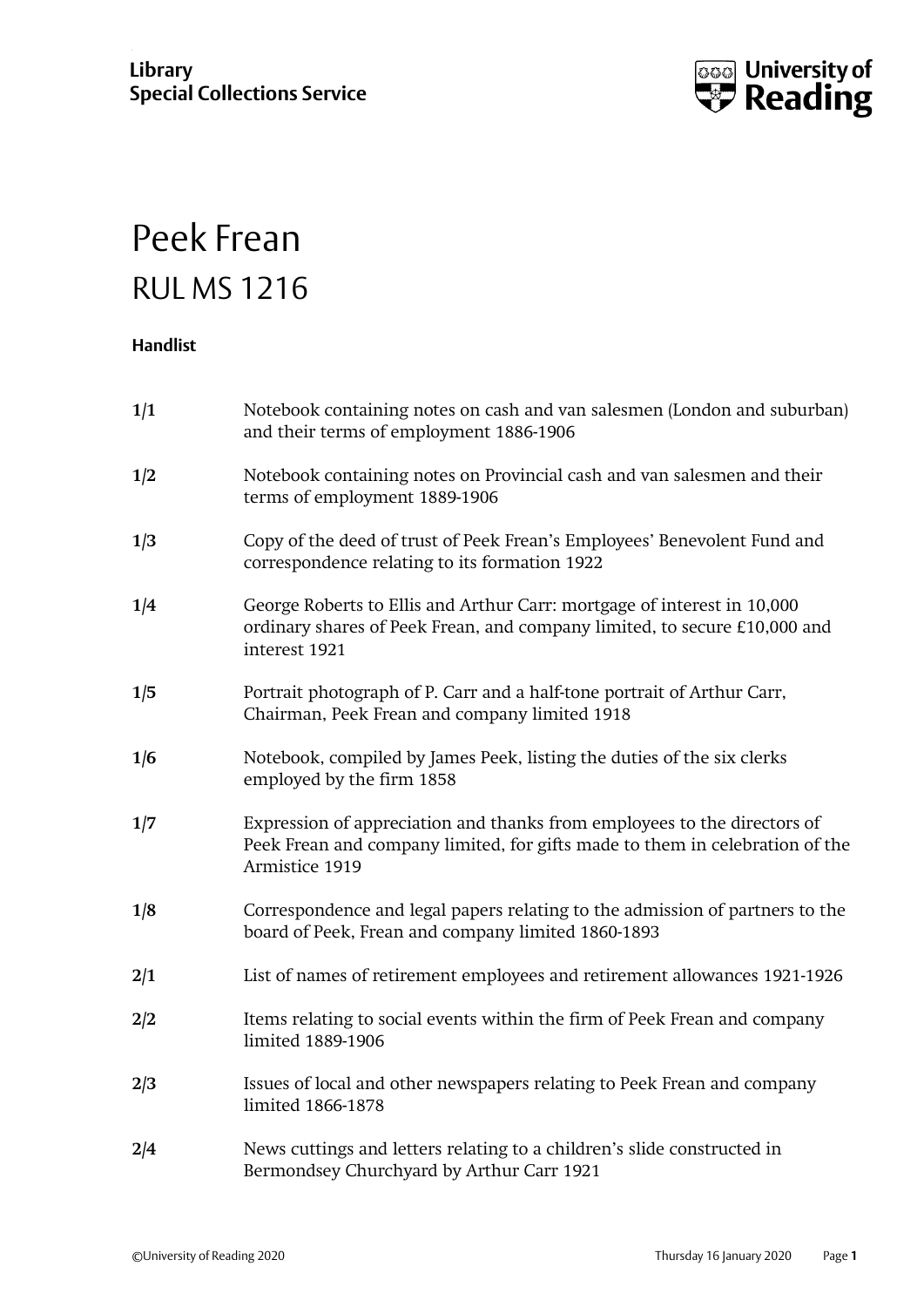Library
Special Collections Service

# Peek Frean

## RUL MS 1216

**Handlist**

| | |
|---|---|
| **1/1** | Notebook containing notes on cash and van salesmen (London and suburban) and their terms of employment 1886-1906 |
| **1/2** | Notebook containing notes on Provincial cash and van salesmen and their terms of employment 1889-1906 |
| **1/3** | Copy of the deed of trust of Peek Frean's Employees' Benevolent Fund and correspondence relating to its formation 1922 |
| **1/4** | George Roberts to Ellis and Arthur Carr: mortgage of interest in 10,000 ordinary shares of Peek Frean, and company limited, to secure £10,000 and interest 1921 |
| **1/5** | Portrait photograph of P. Carr and a half-tone portrait of Arthur Carr, Chairman, Peek Frean and company limited 1918 |
| **1/6** | Notebook, compiled by James Peek, listing the duties of the six clerks employed by the firm 1858 |
| **1/7** | Expression of appreciation and thanks from employees to the directors of Peek Frean and company limited, for gifts made to them in celebration of the Armistice 1919 |
| **1/8** | Correspondence and legal papers relating to the admission of partners to the board of Peek, Frean and company limited 1860-1893 |
| **2/1** | List of names of retirement employees and retirement allowances 1921-1926 |
| **2/2** | Items relating to social events within the firm of Peek Frean and company limited 1889-1906 |
| **2/3** | Issues of local and other newspapers relating to Peek Frean and company limited 1866-1878 |
| **2/4** | News cuttings and letters relating to a children's slide constructed in Bermondsey Churchyard by Arthur Carr 1921 |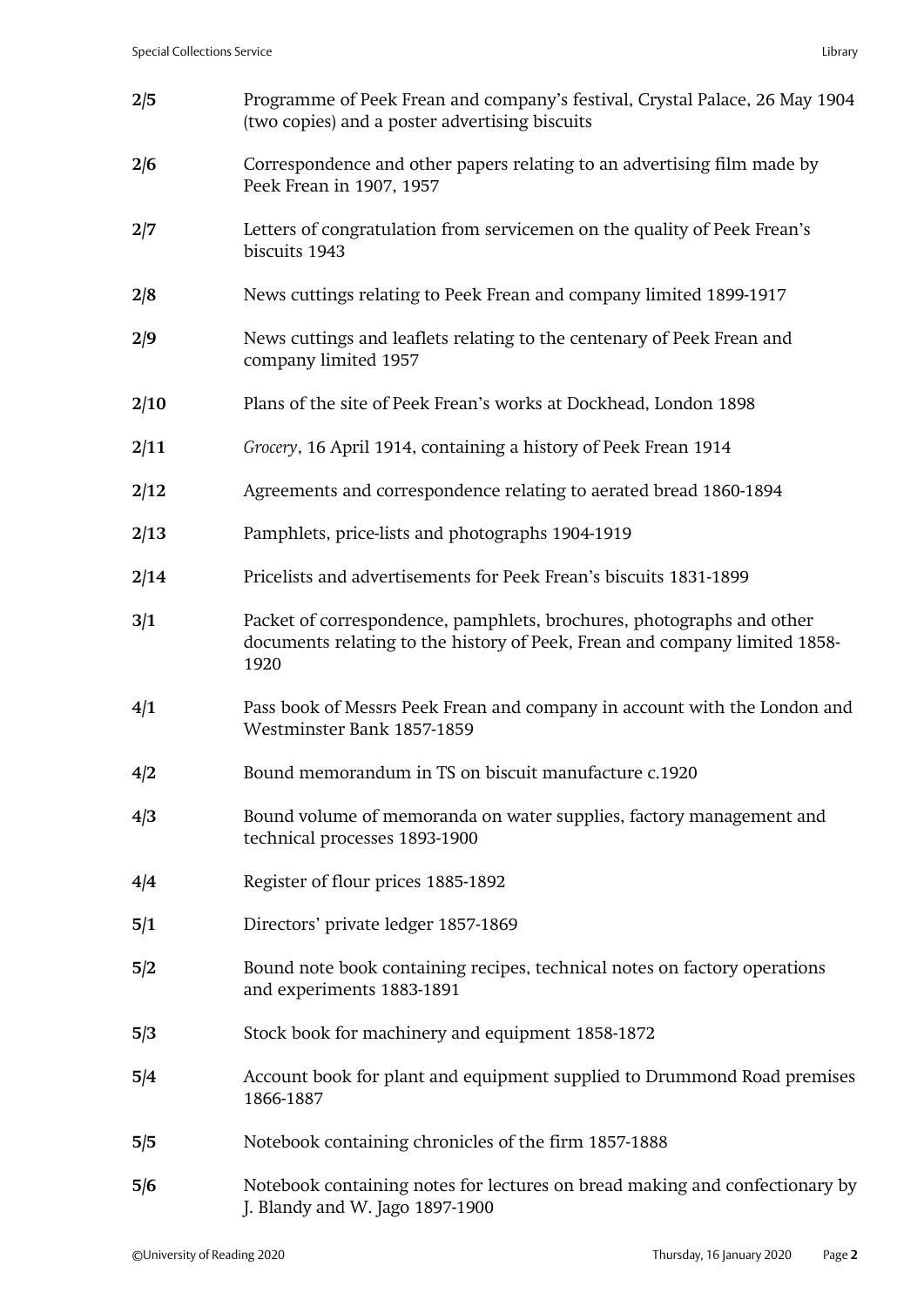| | |
|---|---|
| **2/5** | Programme of Peek Frean and company's festival, Crystal Palace, 26 May 1904 (two copies) and a poster advertising biscuits |
| **2/6** | Correspondence and other papers relating to an advertising film made by Peek Frean in 1907, 1957 |
| **2/7** | Letters of congratulation from servicemen on the quality of Peek Frean's biscuits 1943 |
| **2/8** | News cuttings relating to Peek Frean and company limited 1899-1917 |
| **2/9** | News cuttings and leaflets relating to the centenary of Peek Frean and company limited 1957 |
| **2/10** | Plans of the site of Peek Frean's works at Dockhead, London 1898 |
| **2/11** | *Grocery*, 16 April 1914, containing a history of Peek Frean 1914 |
| **2/12** | Agreements and correspondence relating to aerated bread 1860-1894 |
| **2/13** | Pamphlets, price-lists and photographs 1904-1919 |
| **2/14** | Pricelists and advertisements for Peek Frean's biscuits 1831-1899 |
| **3/1** | Packet of correspondence, pamphlets, brochures, photographs and other documents relating to the history of Peek, Frean and company limited 1858-1920 |
| **4/1** | Pass book of Messrs Peek Frean and company in account with the London and Westminster Bank 1857-1859 |
| **4/2** | Bound memorandum in TS on biscuit manufacture c.1920 |
| **4/3** | Bound volume of memoranda on water supplies, factory management and technical processes 1893-1900 |
| **4/4** | Register of flour prices 1885-1892 |
| **5/1** | Directors' private ledger 1857-1869 |
| **5/2** | Bound note book containing recipes, technical notes on factory operations and experiments 1883-1891 |
| **5/3** | Stock book for machinery and equipment 1858-1872 |
| **5/4** | Account book for plant and equipment supplied to Drummond Road premises 1866-1887 |
| **5/5** | Notebook containing chronicles of the firm 1857-1888 |
| **5/6** | Notebook containing notes for lectures on bread making and confectionary by J. Blandy and W. Jago 1897-1900 |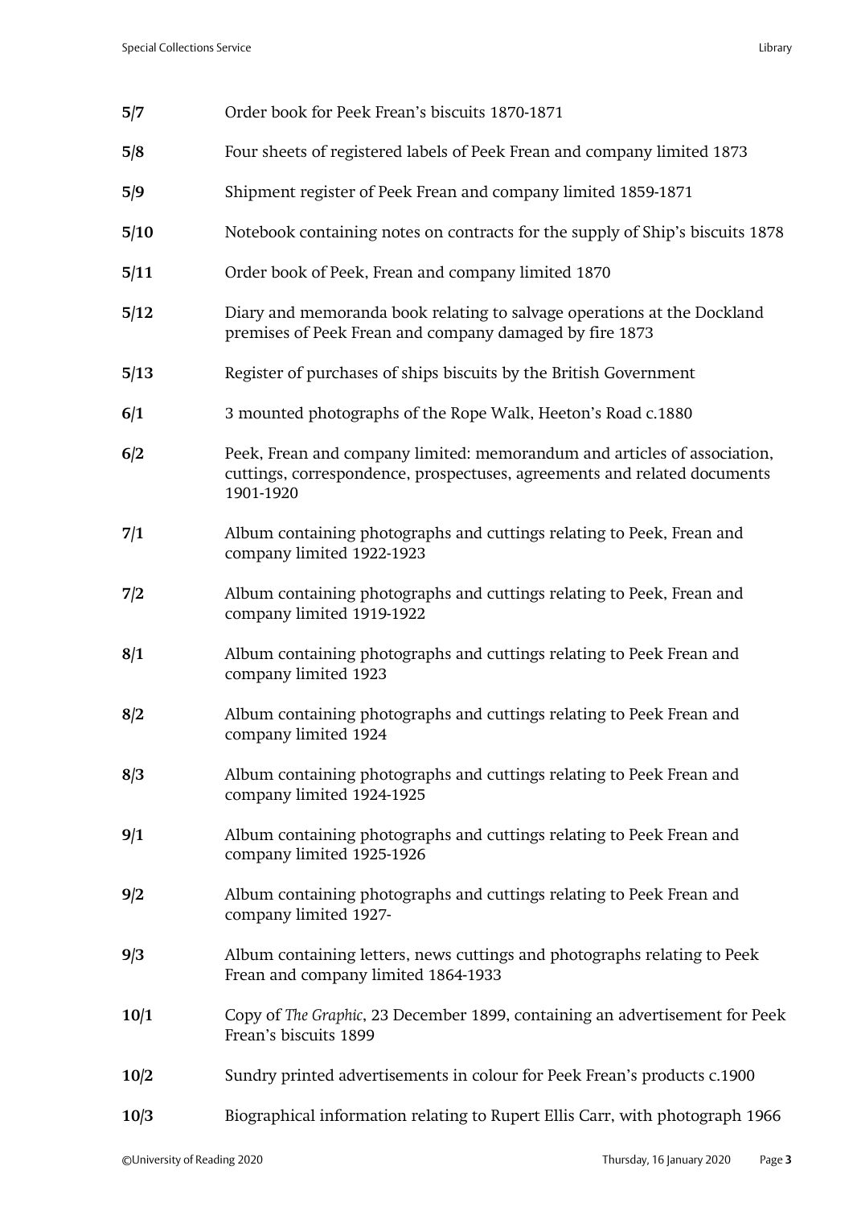| | |
|---|---|
| **5/7** | Order book for Peek Frean's biscuits 1870-1871 |
| **5/8** | Four sheets of registered labels of Peek Frean and company limited 1873 |
| **5/9** | Shipment register of Peek Frean and company limited 1859-1871 |
| **5/10** | Notebook containing notes on contracts for the supply of Ship's biscuits 1878 |
| **5/11** | Order book of Peek, Frean and company limited 1870 |
| **5/12** | Diary and memoranda book relating to salvage operations at the Dockland premises of Peek Frean and company damaged by fire 1873 |
| **5/13** | Register of purchases of ships biscuits by the British Government |
| **6/1** | 3 mounted photographs of the Rope Walk, Heeton's Road c.1880 |
| **6/2** | Peek, Frean and company limited: memorandum and articles of association, cuttings, correspondence, prospectuses, agreements and related documents 1901-1920 |
| **7/1** | Album containing photographs and cuttings relating to Peek, Frean and company limited 1922-1923 |
| **7/2** | Album containing photographs and cuttings relating to Peek, Frean and company limited 1919-1922 |
| **8/1** | Album containing photographs and cuttings relating to Peek Frean and company limited 1923 |
| **8/2** | Album containing photographs and cuttings relating to Peek Frean and company limited 1924 |
| **8/3** | Album containing photographs and cuttings relating to Peek Frean and company limited 1924-1925 |
| **9/1** | Album containing photographs and cuttings relating to Peek Frean and company limited 1925-1926 |
| **9/2** | Album containing photographs and cuttings relating to Peek Frean and company limited 1927- |
| **9/3** | Album containing letters, news cuttings and photographs relating to Peek Frean and company limited 1864-1933 |
| **10/1** | Copy of *The Graphic*, 23 December 1899, containing an advertisement for Peek Frean's biscuits 1899 |
| **10/2** | Sundry printed advertisements in colour for Peek Frean's products c.1900 |
| **10/3** | Biographical information relating to Rupert Ellis Carr, with photograph 1966 |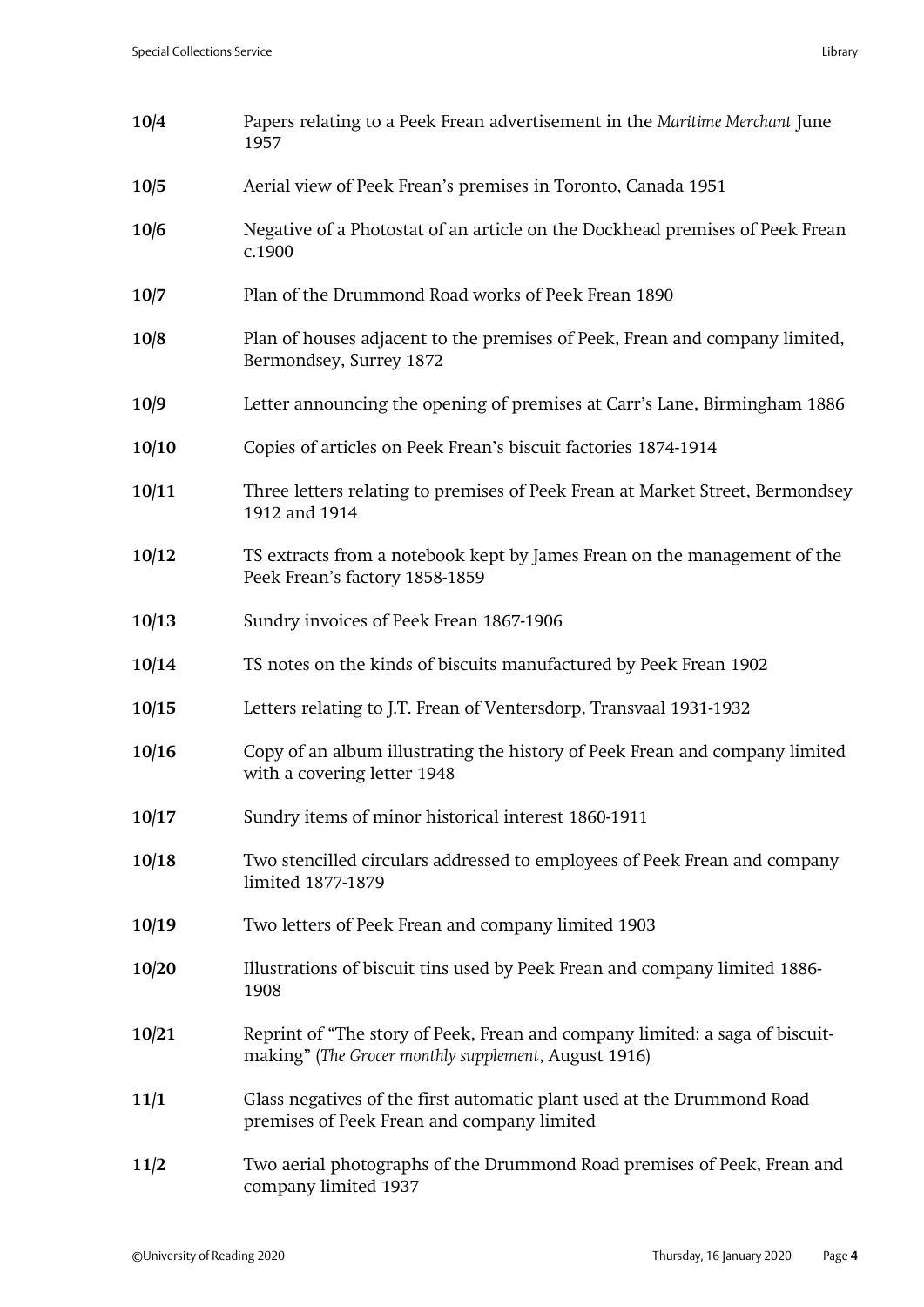| | |
|---|---|
| **10/4** | Papers relating to a Peek Frean advertisement in the *Maritime Merchant* June 1957 |
| **10/5** | Aerial view of Peek Frean's premises in Toronto, Canada 1951 |
| **10/6** | Negative of a Photostat of an article on the Dockhead premises of Peek Frean c.1900 |
| **10/7** | Plan of the Drummond Road works of Peek Frean 1890 |
| **10/8** | Plan of houses adjacent to the premises of Peek, Frean and company limited, Bermondsey, Surrey 1872 |
| **10/9** | Letter announcing the opening of premises at Carr's Lane, Birmingham 1886 |
| **10/10** | Copies of articles on Peek Frean's biscuit factories 1874-1914 |
| **10/11** | Three letters relating to premises of Peek Frean at Market Street, Bermondsey 1912 and 1914 |
| **10/12** | TS extracts from a notebook kept by James Frean on the management of the Peek Frean's factory 1858-1859 |
| **10/13** | Sundry invoices of Peek Frean 1867-1906 |
| **10/14** | TS notes on the kinds of biscuits manufactured by Peek Frean 1902 |
| **10/15** | Letters relating to J.T. Frean of Ventersdorp, Transvaal 1931-1932 |
| **10/16** | Copy of an album illustrating the history of Peek Frean and company limited with a covering letter 1948 |
| **10/17** | Sundry items of minor historical interest 1860-1911 |
| **10/18** | Two stencilled circulars addressed to employees of Peek Frean and company limited 1877-1879 |
| **10/19** | Two letters of Peek Frean and company limited 1903 |
| **10/20** | Illustrations of biscuit tins used by Peek Frean and company limited 1886-1908 |
| **10/21** | Reprint of "The story of Peek, Frean and company limited: a saga of biscuit-making" (*The Grocer monthly supplement*, August 1916) |
| **11/1** | Glass negatives of the first automatic plant used at the Drummond Road premises of Peek Frean and company limited |
| **11/2** | Two aerial photographs of the Drummond Road premises of Peek, Frean and company limited 1937 |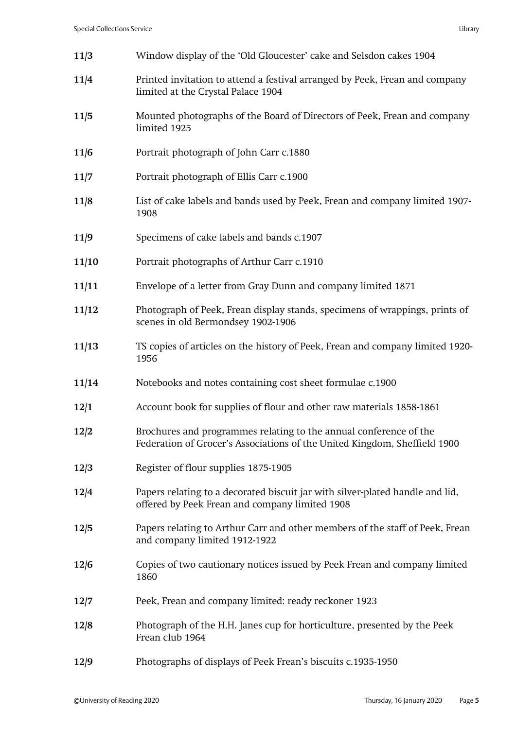| | |
|---|---|
| **11/3** | Window display of the 'Old Gloucester' cake and Selsdon cakes 1904 |
| **11/4** | Printed invitation to attend a festival arranged by Peek, Frean and company limited at the Crystal Palace 1904 |
| **11/5** | Mounted photographs of the Board of Directors of Peek, Frean and company limited 1925 |
| **11/6** | Portrait photograph of John Carr c.1880 |
| **11/7** | Portrait photograph of Ellis Carr c.1900 |
| **11/8** | List of cake labels and bands used by Peek, Frean and company limited 1907-1908 |
| **11/9** | Specimens of cake labels and bands c.1907 |
| **11/10** | Portrait photographs of Arthur Carr c.1910 |
| **11/11** | Envelope of a letter from Gray Dunn and company limited 1871 |
| **11/12** | Photograph of Peek, Frean display stands, specimens of wrappings, prints of scenes in old Bermondsey 1902-1906 |
| **11/13** | TS copies of articles on the history of Peek, Frean and company limited 1920-1956 |
| **11/14** | Notebooks and notes containing cost sheet formulae c.1900 |
| **12/1** | Account book for supplies of flour and other raw materials 1858-1861 |
| **12/2** | Brochures and programmes relating to the annual conference of the Federation of Grocer's Associations of the United Kingdom, Sheffield 1900 |
| **12/3** | Register of flour supplies 1875-1905 |
| **12/4** | Papers relating to a decorated biscuit jar with silver-plated handle and lid, offered by Peek Frean and company limited 1908 |
| **12/5** | Papers relating to Arthur Carr and other members of the staff of Peek, Frean and company limited 1912-1922 |
| **12/6** | Copies of two cautionary notices issued by Peek Frean and company limited 1860 |
| **12/7** | Peek, Frean and company limited: ready reckoner 1923 |
| **12/8** | Photograph of the H.H. Janes cup for horticulture, presented by the Peek Frean club 1964 |
| **12/9** | Photographs of displays of Peek Frean's biscuits c.1935-1950 |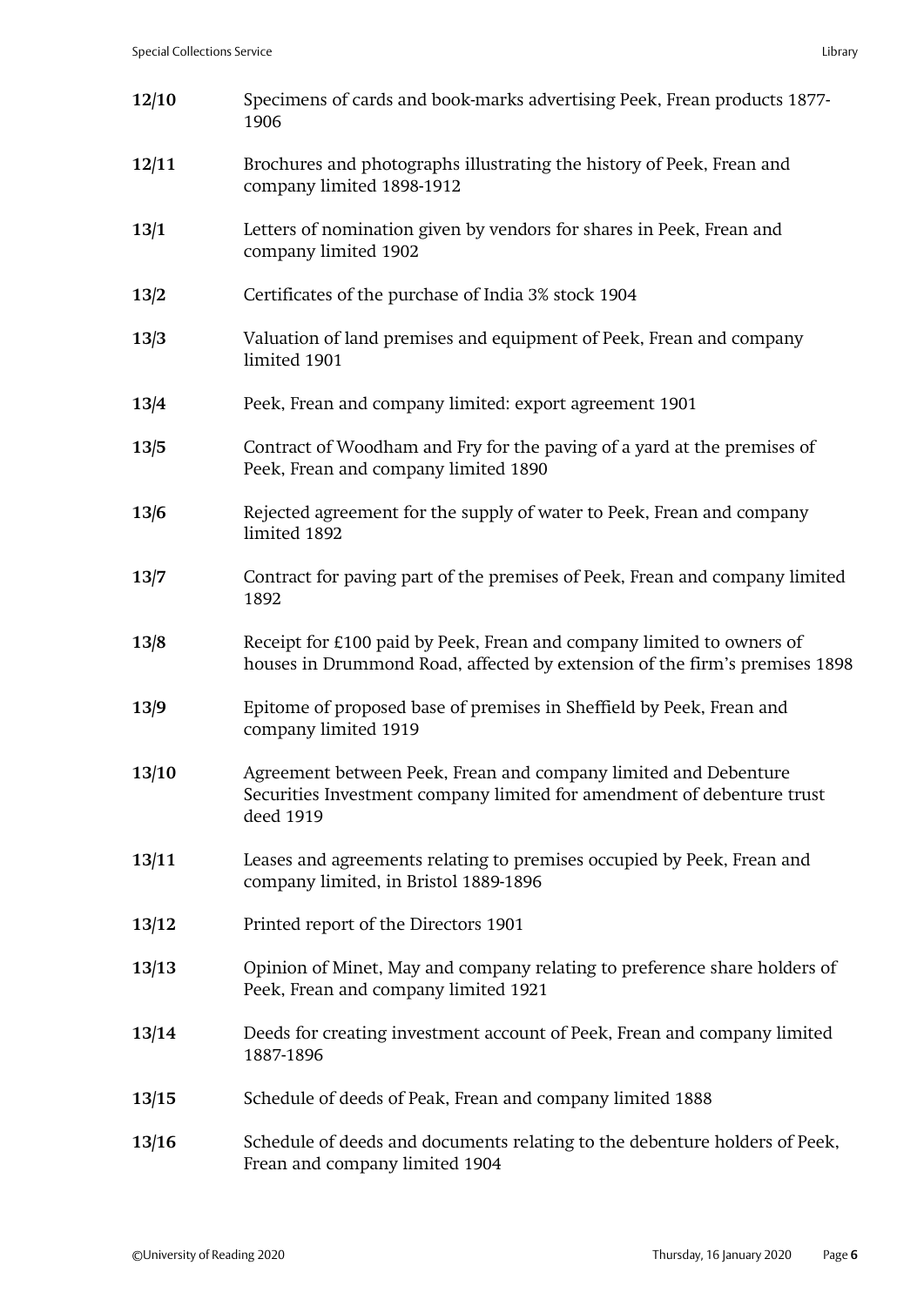| | |
|---|---|
| **12/10** | Specimens of cards and book-marks advertising Peek, Frean products 1877-1906 |
| **12/11** | Brochures and photographs illustrating the history of Peek, Frean and company limited 1898-1912 |
| **13/1** | Letters of nomination given by vendors for shares in Peek, Frean and company limited 1902 |
| **13/2** | Certificates of the purchase of India 3% stock 1904 |
| **13/3** | Valuation of land premises and equipment of Peek, Frean and company limited 1901 |
| **13/4** | Peek, Frean and company limited: export agreement 1901 |
| **13/5** | Contract of Woodham and Fry for the paving of a yard at the premises of Peek, Frean and company limited 1890 |
| **13/6** | Rejected agreement for the supply of water to Peek, Frean and company limited 1892 |
| **13/7** | Contract for paving part of the premises of Peek, Frean and company limited 1892 |
| **13/8** | Receipt for £100 paid by Peek, Frean and company limited to owners of houses in Drummond Road, affected by extension of the firm's premises 1898 |
| **13/9** | Epitome of proposed base of premises in Sheffield by Peek, Frean and company limited 1919 |
| **13/10** | Agreement between Peek, Frean and company limited and Debenture Securities Investment company limited for amendment of debenture trust deed 1919 |
| **13/11** | Leases and agreements relating to premises occupied by Peek, Frean and company limited, in Bristol 1889-1896 |
| **13/12** | Printed report of the Directors 1901 |
| **13/13** | Opinion of Minet, May and company relating to preference share holders of Peek, Frean and company limited 1921 |
| **13/14** | Deeds for creating investment account of Peek, Frean and company limited 1887-1896 |
| **13/15** | Schedule of deeds of Peak, Frean and company limited 1888 |
| **13/16** | Schedule of deeds and documents relating to the debenture holders of Peek, Frean and company limited 1904 |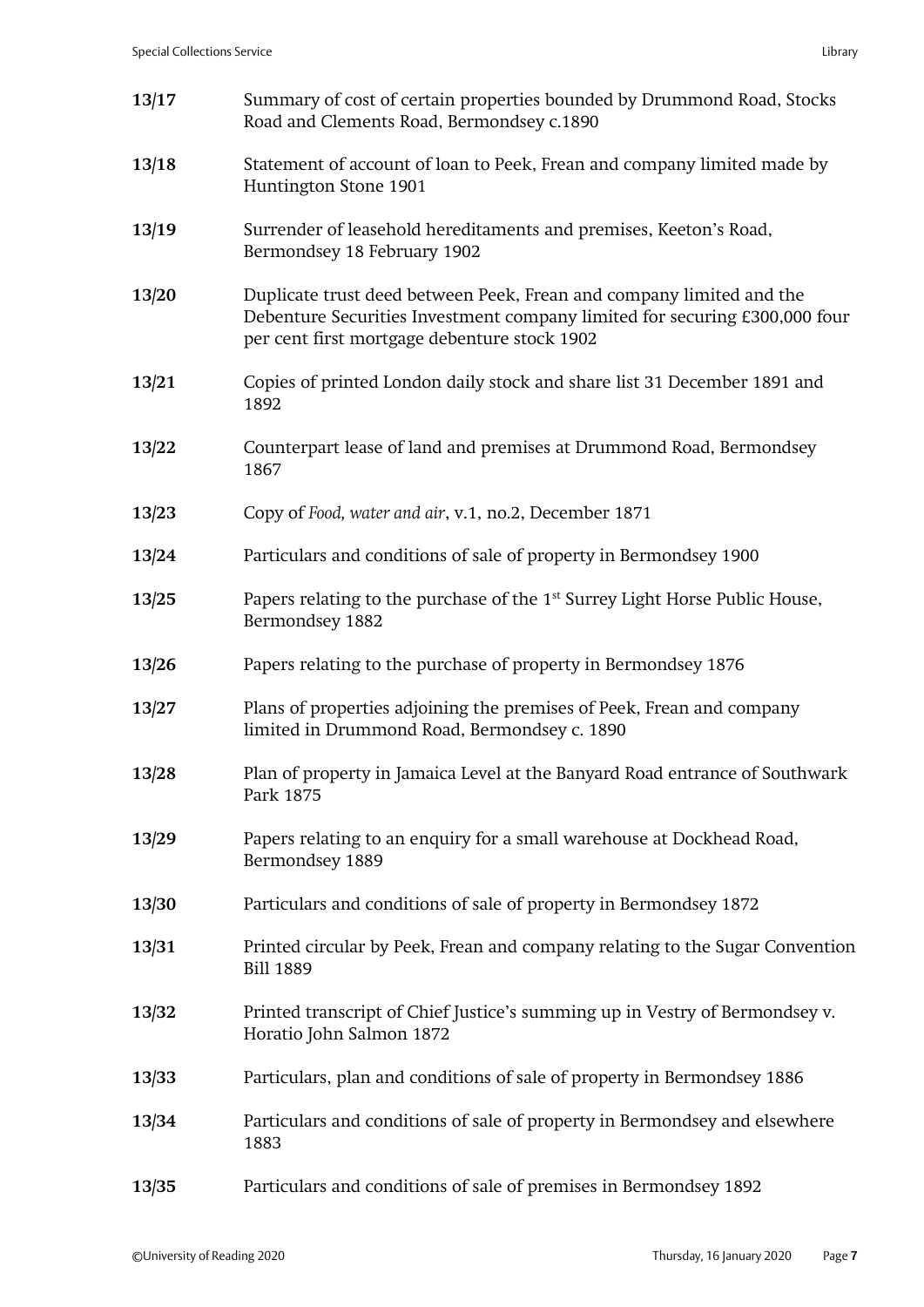| | |
|---|---|
| **13/17** | Summary of cost of certain properties bounded by Drummond Road, Stocks Road and Clements Road, Bermondsey c.1890 |
| **13/18** | Statement of account of loan to Peek, Frean and company limited made by Huntington Stone 1901 |
| **13/19** | Surrender of leasehold hereditaments and premises, Keeton's Road, Bermondsey 18 February 1902 |
| **13/20** | Duplicate trust deed between Peek, Frean and company limited and the Debenture Securities Investment company limited for securing £300,000 four per cent first mortgage debenture stock 1902 |
| **13/21** | Copies of printed London daily stock and share list 31 December 1891 and 1892 |
| **13/22** | Counterpart lease of land and premises at Drummond Road, Bermondsey 1867 |
| **13/23** | Copy of *Food, water and air*, v.1, no.2, December 1871 |
| **13/24** | Particulars and conditions of sale of property in Bermondsey 1900 |
| **13/25** | Papers relating to the purchase of the 1st Surrey Light Horse Public House, Bermondsey 1882 |
| **13/26** | Papers relating to the purchase of property in Bermondsey 1876 |
| **13/27** | Plans of properties adjoining the premises of Peek, Frean and company limited in Drummond Road, Bermondsey c. 1890 |
| **13/28** | Plan of property in Jamaica Level at the Banyard Road entrance of Southwark Park 1875 |
| **13/29** | Papers relating to an enquiry for a small warehouse at Dockhead Road, Bermondsey 1889 |
| **13/30** | Particulars and conditions of sale of property in Bermondsey 1872 |
| **13/31** | Printed circular by Peek, Frean and company relating to the Sugar Convention Bill 1889 |
| **13/32** | Printed transcript of Chief Justice's summing up in Vestry of Bermondsey v. Horatio John Salmon 1872 |
| **13/33** | Particulars, plan and conditions of sale of property in Bermondsey 1886 |
| **13/34** | Particulars and conditions of sale of property in Bermondsey and elsewhere 1883 |
| **13/35** | Particulars and conditions of sale of premises in Bermondsey 1892 |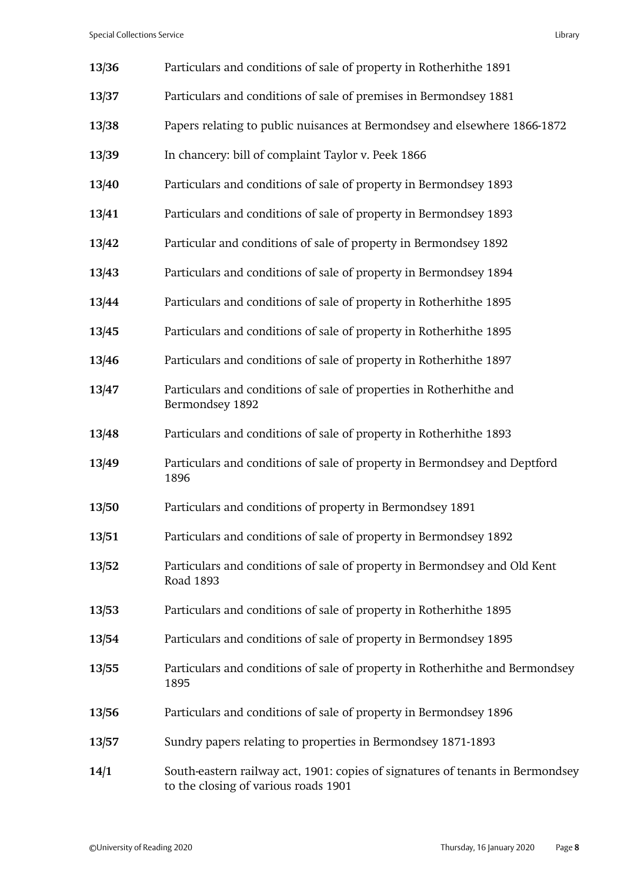**13/36** Particulars and conditions of sale of property in Rotherhithe 1891

**13/37** Particulars and conditions of sale of premises in Bermondsey 1881

**13/38** Papers relating to public nuisances at Bermondsey and elsewhere 1866-1872

**13/39** In chancery: bill of complaint Taylor v. Peek 1866

**13/40** Particulars and conditions of sale of property in Bermondsey 1893

**13/41** Particulars and conditions of sale of property in Bermondsey 1893

**13/42** Particular and conditions of sale of property in Bermondsey 1892

**13/43** Particulars and conditions of sale of property in Bermondsey 1894

**13/44** Particulars and conditions of sale of property in Rotherhithe 1895

**13/45** Particulars and conditions of sale of property in Rotherhithe 1895

**13/46** Particulars and conditions of sale of property in Rotherhithe 1897

**13/47** Particulars and conditions of sale of properties in Rotherhithe and Bermondsey 1892

**13/48** Particulars and conditions of sale of property in Rotherhithe 1893

**13/49** Particulars and conditions of sale of property in Bermondsey and Deptford 1896

**13/50** Particulars and conditions of property in Bermondsey 1891

**13/51** Particulars and conditions of sale of property in Bermondsey 1892

**13/52** Particulars and conditions of sale of property in Bermondsey and Old Kent Road 1893

**13/53** Particulars and conditions of sale of property in Rotherhithe 1895

**13/54** Particulars and conditions of sale of property in Bermondsey 1895

**13/55** Particulars and conditions of sale of property in Rotherhithe and Bermondsey 1895

**13/56** Particulars and conditions of sale of property in Bermondsey 1896

**13/57** Sundry papers relating to properties in Bermondsey 1871-1893

**14/1** South-eastern railway act, 1901: copies of signatures of tenants in Bermondsey to the closing of various roads 1901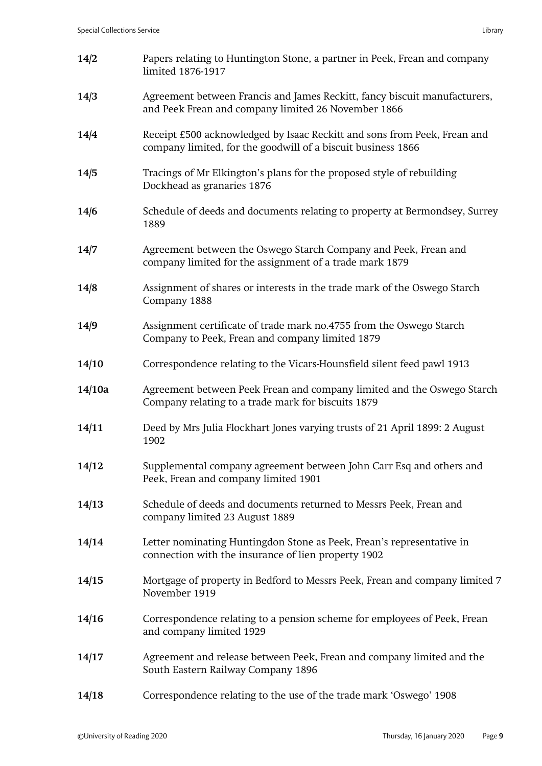| | |
|---|---|
| **14/2** | Papers relating to Huntington Stone, a partner in Peek, Frean and company limited 1876-1917 |
| **14/3** | Agreement between Francis and James Reckitt, fancy biscuit manufacturers, and Peek Frean and company limited 26 November 1866 |
| **14/4** | Receipt £500 acknowledged by Isaac Reckitt and sons from Peek, Frean and company limited, for the goodwill of a biscuit business 1866 |
| **14/5** | Tracings of Mr Elkington's plans for the proposed style of rebuilding Dockhead as granaries 1876 |
| **14/6** | Schedule of deeds and documents relating to property at Bermondsey, Surrey 1889 |
| **14/7** | Agreement between the Oswego Starch Company and Peek, Frean and company limited for the assignment of a trade mark 1879 |
| **14/8** | Assignment of shares or interests in the trade mark of the Oswego Starch Company 1888 |
| **14/9** | Assignment certificate of trade mark no.4755 from the Oswego Starch Company to Peek, Frean and company limited 1879 |
| **14/10** | Correspondence relating to the Vicars-Hounsfield silent feed pawl 1913 |
| **14/10a** | Agreement between Peek Frean and company limited and the Oswego Starch Company relating to a trade mark for biscuits 1879 |
| **14/11** | Deed by Mrs Julia Flockhart Jones varying trusts of 21 April 1899: 2 August 1902 |
| **14/12** | Supplemental company agreement between John Carr Esq and others and Peek, Frean and company limited 1901 |
| **14/13** | Schedule of deeds and documents returned to Messrs Peek, Frean and company limited 23 August 1889 |
| **14/14** | Letter nominating Huntingdon Stone as Peek, Frean's representative in connection with the insurance of lien property 1902 |
| **14/15** | Mortgage of property in Bedford to Messrs Peek, Frean and company limited 7 November 1919 |
| **14/16** | Correspondence relating to a pension scheme for employees of Peek, Frean and company limited 1929 |
| **14/17** | Agreement and release between Peek, Frean and company limited and the South Eastern Railway Company 1896 |
| **14/18** | Correspondence relating to the use of the trade mark 'Oswego' 1908 |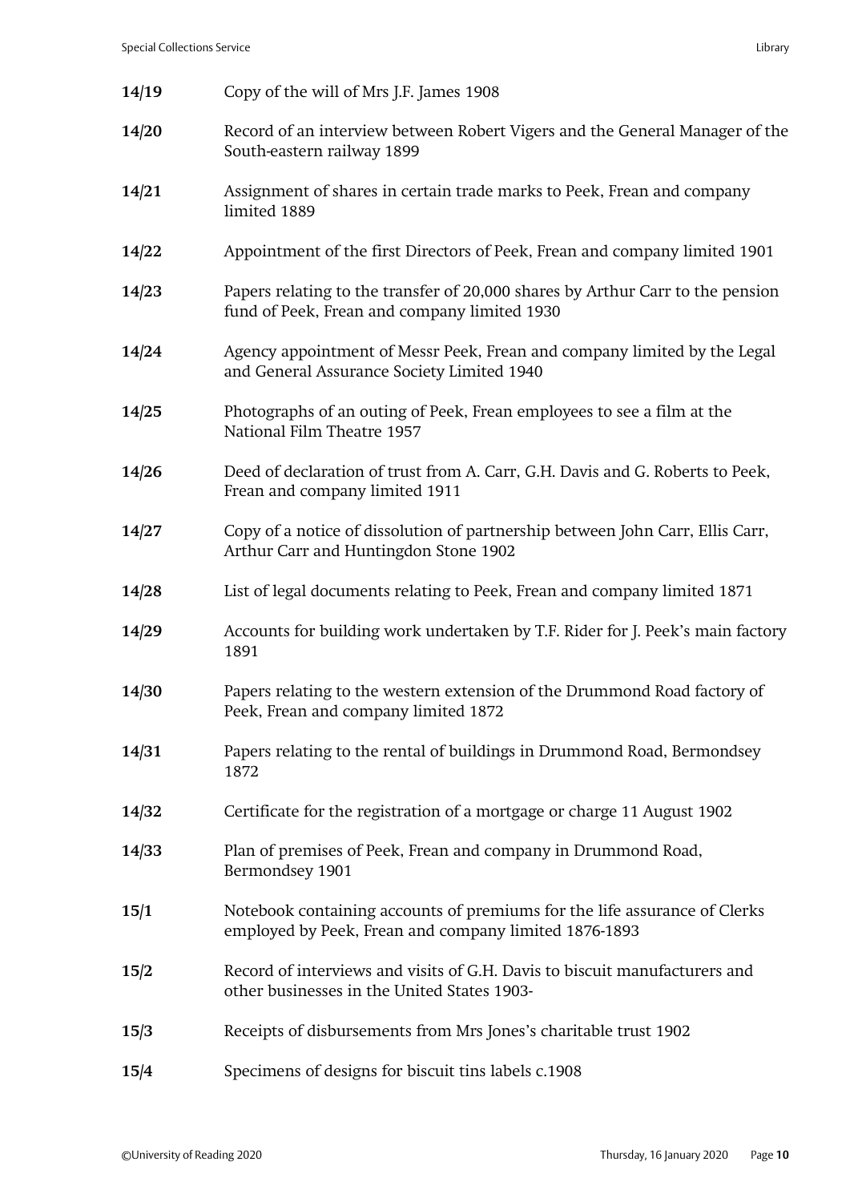| | |
|---|---|
| **14/19** | Copy of the will of Mrs J.F. James 1908 |
| **14/20** | Record of an interview between Robert Vigers and the General Manager of the South-eastern railway 1899 |
| **14/21** | Assignment of shares in certain trade marks to Peek, Frean and company limited 1889 |
| **14/22** | Appointment of the first Directors of Peek, Frean and company limited 1901 |
| **14/23** | Papers relating to the transfer of 20,000 shares by Arthur Carr to the pension fund of Peek, Frean and company limited 1930 |
| **14/24** | Agency appointment of Messr Peek, Frean and company limited by the Legal and General Assurance Society Limited 1940 |
| **14/25** | Photographs of an outing of Peek, Frean employees to see a film at the National Film Theatre 1957 |
| **14/26** | Deed of declaration of trust from A. Carr, G.H. Davis and G. Roberts to Peek, Frean and company limited 1911 |
| **14/27** | Copy of a notice of dissolution of partnership between John Carr, Ellis Carr, Arthur Carr and Huntingdon Stone 1902 |
| **14/28** | List of legal documents relating to Peek, Frean and company limited 1871 |
| **14/29** | Accounts for building work undertaken by T.F. Rider for J. Peek's main factory 1891 |
| **14/30** | Papers relating to the western extension of the Drummond Road factory of Peek, Frean and company limited 1872 |
| **14/31** | Papers relating to the rental of buildings in Drummond Road, Bermondsey 1872 |
| **14/32** | Certificate for the registration of a mortgage or charge 11 August 1902 |
| **14/33** | Plan of premises of Peek, Frean and company in Drummond Road, Bermondsey 1901 |
| **15/1** | Notebook containing accounts of premiums for the life assurance of Clerks employed by Peek, Frean and company limited 1876-1893 |
| **15/2** | Record of interviews and visits of G.H. Davis to biscuit manufacturers and other businesses in the United States 1903- |
| **15/3** | Receipts of disbursements from Mrs Jones's charitable trust 1902 |
| **15/4** | Specimens of designs for biscuit tins labels c.1908 |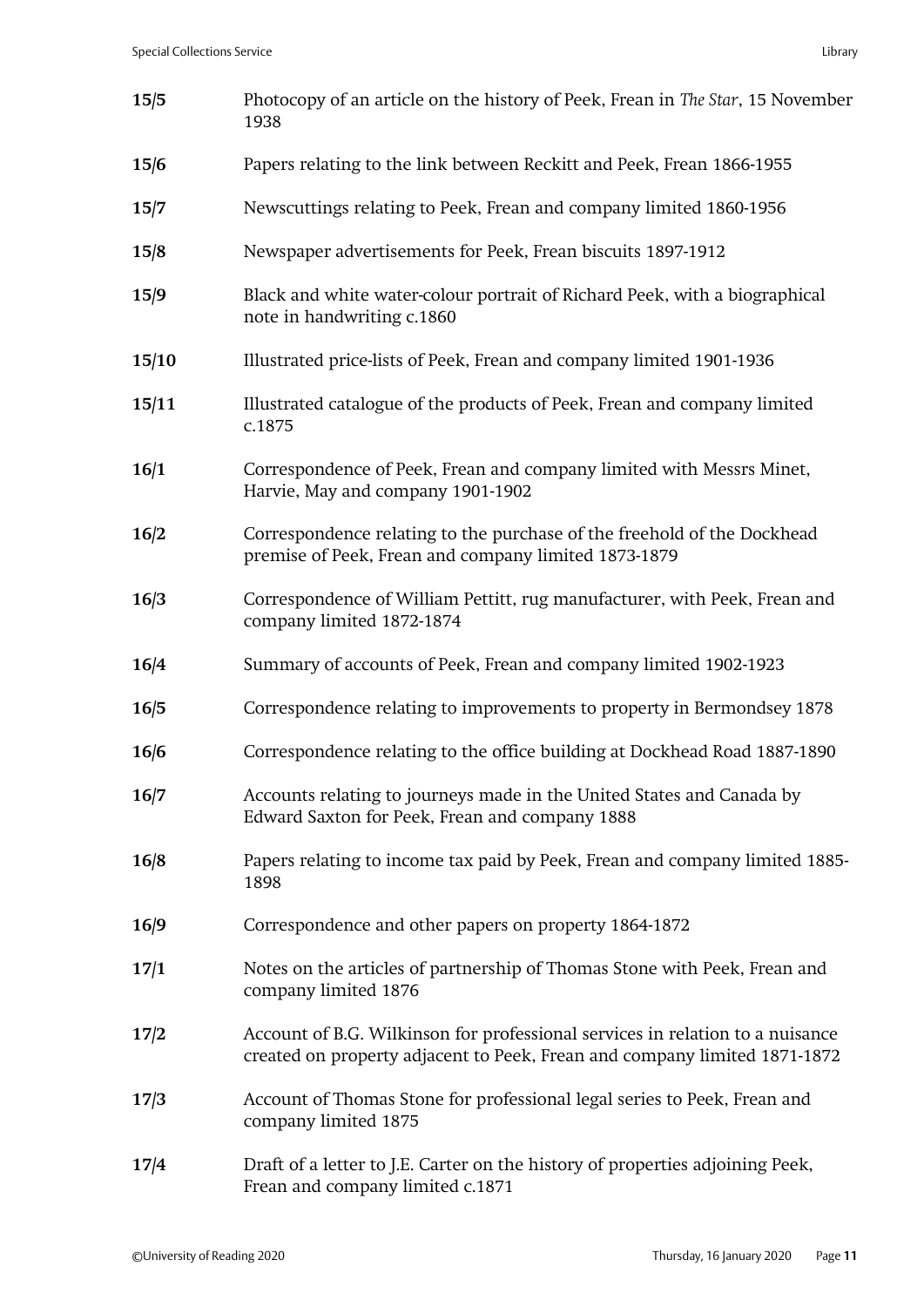| | |
|---|---|
| **15/5** | Photocopy of an article on the history of Peek, Frean in *The Star*, 15 November 1938 |
| **15/6** | Papers relating to the link between Reckitt and Peek, Frean 1866-1955 |
| **15/7** | Newscuttings relating to Peek, Frean and company limited 1860-1956 |
| **15/8** | Newspaper advertisements for Peek, Frean biscuits 1897-1912 |
| **15/9** | Black and white water-colour portrait of Richard Peek, with a biographical note in handwriting c.1860 |
| **15/10** | Illustrated price-lists of Peek, Frean and company limited 1901-1936 |
| **15/11** | Illustrated catalogue of the products of Peek, Frean and company limited c.1875 |
| **16/1** | Correspondence of Peek, Frean and company limited with Messrs Minet, Harvie, May and company 1901-1902 |
| **16/2** | Correspondence relating to the purchase of the freehold of the Dockhead premise of Peek, Frean and company limited 1873-1879 |
| **16/3** | Correspondence of William Pettitt, rug manufacturer, with Peek, Frean and company limited 1872-1874 |
| **16/4** | Summary of accounts of Peek, Frean and company limited 1902-1923 |
| **16/5** | Correspondence relating to improvements to property in Bermondsey 1878 |
| **16/6** | Correspondence relating to the office building at Dockhead Road 1887-1890 |
| **16/7** | Accounts relating to journeys made in the United States and Canada by Edward Saxton for Peek, Frean and company 1888 |
| **16/8** | Papers relating to income tax paid by Peek, Frean and company limited 1885-1898 |
| **16/9** | Correspondence and other papers on property 1864-1872 |
| **17/1** | Notes on the articles of partnership of Thomas Stone with Peek, Frean and company limited 1876 |
| **17/2** | Account of B.G. Wilkinson for professional services in relation to a nuisance created on property adjacent to Peek, Frean and company limited 1871-1872 |
| **17/3** | Account of Thomas Stone for professional legal series to Peek, Frean and company limited 1875 |
| **17/4** | Draft of a letter to J.E. Carter on the history of properties adjoining Peek, Frean and company limited c.1871 |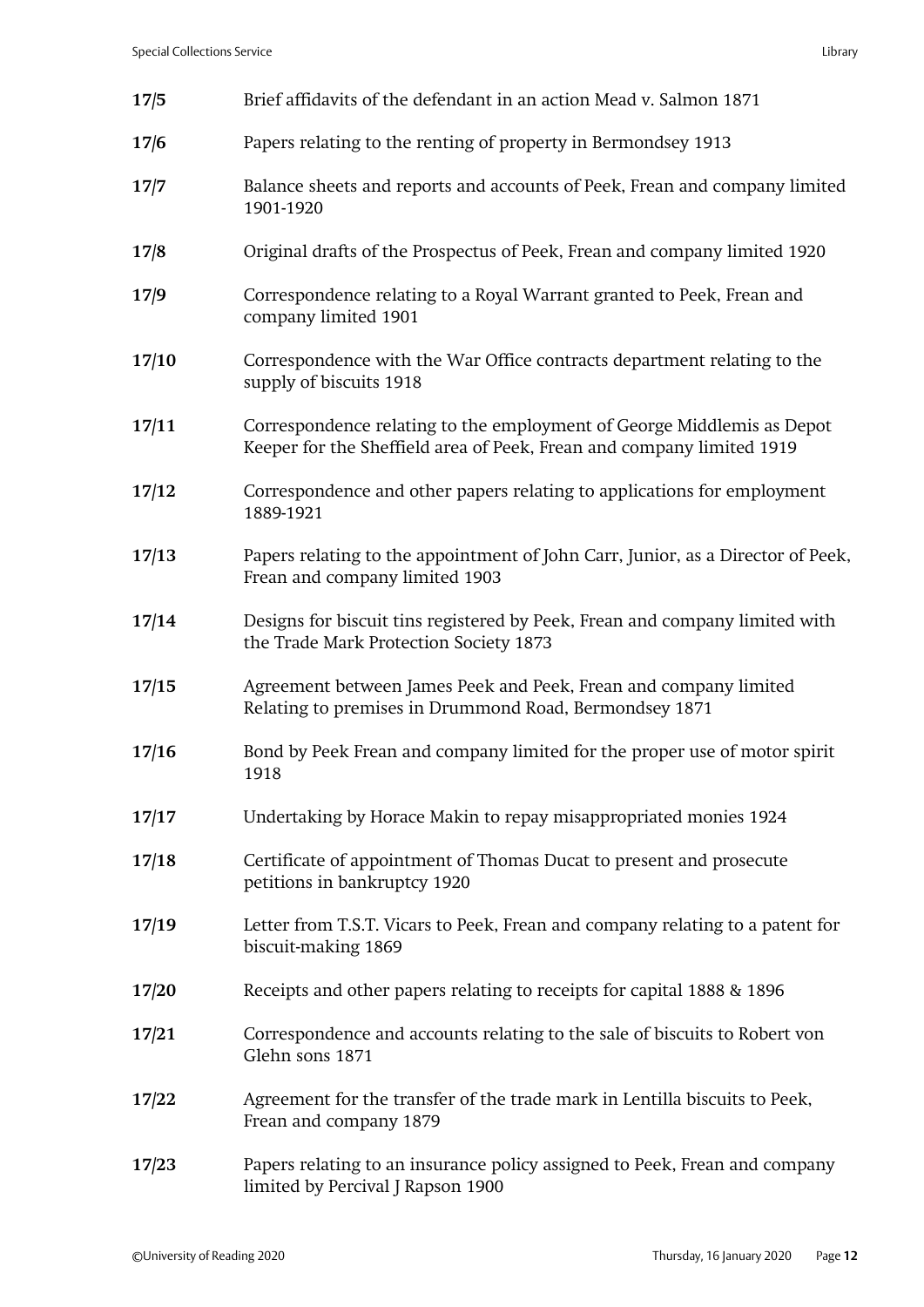| | |
|---|---|
| **17/5** | Brief affidavits of the defendant in an action Mead v. Salmon 1871 |
| **17/6** | Papers relating to the renting of property in Bermondsey 1913 |
| **17/7** | Balance sheets and reports and accounts of Peek, Frean and company limited 1901-1920 |
| **17/8** | Original drafts of the Prospectus of Peek, Frean and company limited 1920 |
| **17/9** | Correspondence relating to a Royal Warrant granted to Peek, Frean and company limited 1901 |
| **17/10** | Correspondence with the War Office contracts department relating to the supply of biscuits 1918 |
| **17/11** | Correspondence relating to the employment of George Middlemis as Depot Keeper for the Sheffield area of Peek, Frean and company limited 1919 |
| **17/12** | Correspondence and other papers relating to applications for employment 1889-1921 |
| **17/13** | Papers relating to the appointment of John Carr, Junior, as a Director of Peek, Frean and company limited 1903 |
| **17/14** | Designs for biscuit tins registered by Peek, Frean and company limited with the Trade Mark Protection Society 1873 |
| **17/15** | Agreement between James Peek and Peek, Frean and company limited Relating to premises in Drummond Road, Bermondsey 1871 |
| **17/16** | Bond by Peek Frean and company limited for the proper use of motor spirit 1918 |
| **17/17** | Undertaking by Horace Makin to repay misappropriated monies 1924 |
| **17/18** | Certificate of appointment of Thomas Ducat to present and prosecute petitions in bankruptcy 1920 |
| **17/19** | Letter from T.S.T. Vicars to Peek, Frean and company relating to a patent for biscuit-making 1869 |
| **17/20** | Receipts and other papers relating to receipts for capital 1888 & 1896 |
| **17/21** | Correspondence and accounts relating to the sale of biscuits to Robert von Glehn sons 1871 |
| **17/22** | Agreement for the transfer of the trade mark in Lentilla biscuits to Peek, Frean and company 1879 |
| **17/23** | Papers relating to an insurance policy assigned to Peek, Frean and company limited by Percival J Rapson 1900 |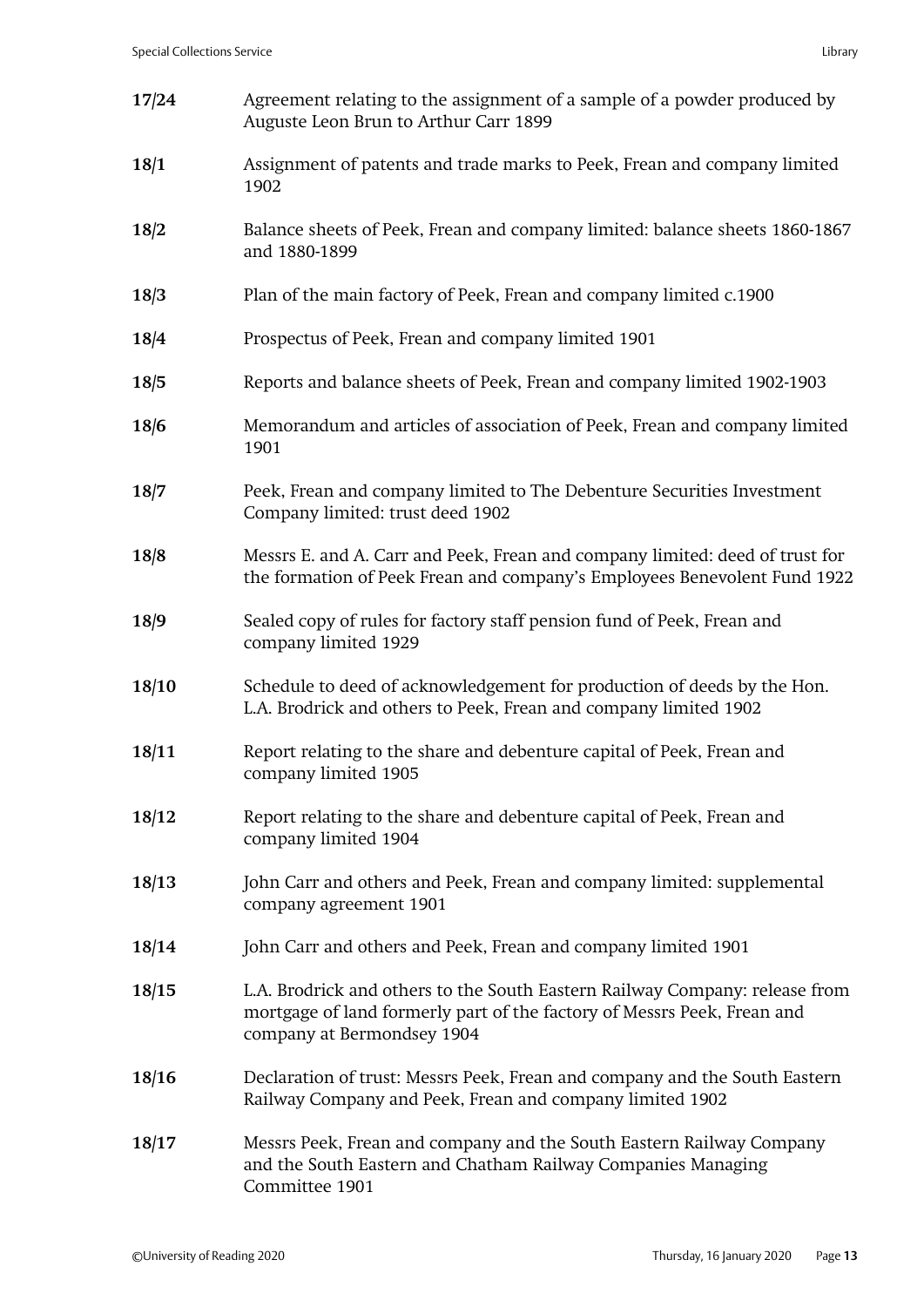**17/24** Agreement relating to the assignment of a sample of a powder produced by Auguste Leon Brun to Arthur Carr 1899

**18/1** Assignment of patents and trade marks to Peek, Frean and company limited 1902

**18/2** Balance sheets of Peek, Frean and company limited: balance sheets 1860-1867 and 1880-1899

**18/3** Plan of the main factory of Peek, Frean and company limited c.1900

**18/4** Prospectus of Peek, Frean and company limited 1901

**18/5** Reports and balance sheets of Peek, Frean and company limited 1902-1903

**18/6** Memorandum and articles of association of Peek, Frean and company limited 1901

**18/7** Peek, Frean and company limited to The Debenture Securities Investment Company limited: trust deed 1902

**18/8** Messrs E. and A. Carr and Peek, Frean and company limited: deed of trust for the formation of Peek Frean and company's Employees Benevolent Fund 1922

**18/9** Sealed copy of rules for factory staff pension fund of Peek, Frean and company limited 1929

**18/10** Schedule to deed of acknowledgement for production of deeds by the Hon. L.A. Brodrick and others to Peek, Frean and company limited 1902

**18/11** Report relating to the share and debenture capital of Peek, Frean and company limited 1905

**18/12** Report relating to the share and debenture capital of Peek, Frean and company limited 1904

**18/13** John Carr and others and Peek, Frean and company limited: supplemental company agreement 1901

**18/14** John Carr and others and Peek, Frean and company limited 1901

**18/15** L.A. Brodrick and others to the South Eastern Railway Company: release from mortgage of land formerly part of the factory of Messrs Peek, Frean and company at Bermondsey 1904

**18/16** Declaration of trust: Messrs Peek, Frean and company and the South Eastern Railway Company and Peek, Frean and company limited 1902

**18/17** Messrs Peek, Frean and company and the South Eastern Railway Company and the South Eastern and Chatham Railway Companies Managing Committee 1901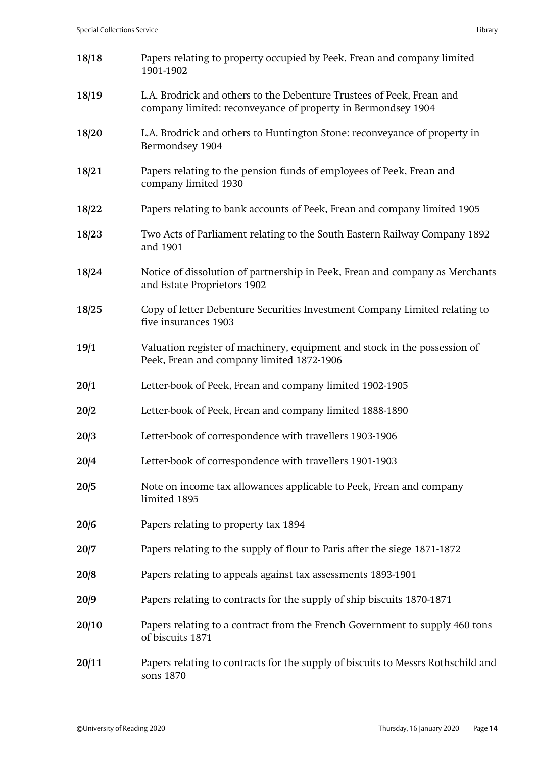**18/18** Papers relating to property occupied by Peek, Frean and company limited 1901-1902

**18/19** L.A. Brodrick and others to the Debenture Trustees of Peek, Frean and company limited: reconveyance of property in Bermondsey 1904

**18/20** L.A. Brodrick and others to Huntington Stone: reconveyance of property in Bermondsey 1904

**18/21** Papers relating to the pension funds of employees of Peek, Frean and company limited 1930

**18/22** Papers relating to bank accounts of Peek, Frean and company limited 1905

**18/23** Two Acts of Parliament relating to the South Eastern Railway Company 1892 and 1901

**18/24** Notice of dissolution of partnership in Peek, Frean and company as Merchants and Estate Proprietors 1902

**18/25** Copy of letter Debenture Securities Investment Company Limited relating to five insurances 1903

**19/1** Valuation register of machinery, equipment and stock in the possession of Peek, Frean and company limited 1872-1906

**20/1** Letter-book of Peek, Frean and company limited 1902-1905

**20/2** Letter-book of Peek, Frean and company limited 1888-1890

**20/3** Letter-book of correspondence with travellers 1903-1906

**20/4** Letter-book of correspondence with travellers 1901-1903

**20/5** Note on income tax allowances applicable to Peek, Frean and company limited 1895

**20/6** Papers relating to property tax 1894

**20/7** Papers relating to the supply of flour to Paris after the siege 1871-1872

**20/8** Papers relating to appeals against tax assessments 1893-1901

**20/9** Papers relating to contracts for the supply of ship biscuits 1870-1871

**20/10** Papers relating to a contract from the French Government to supply 460 tons of biscuits 1871

**20/11** Papers relating to contracts for the supply of biscuits to Messrs Rothschild and sons 1870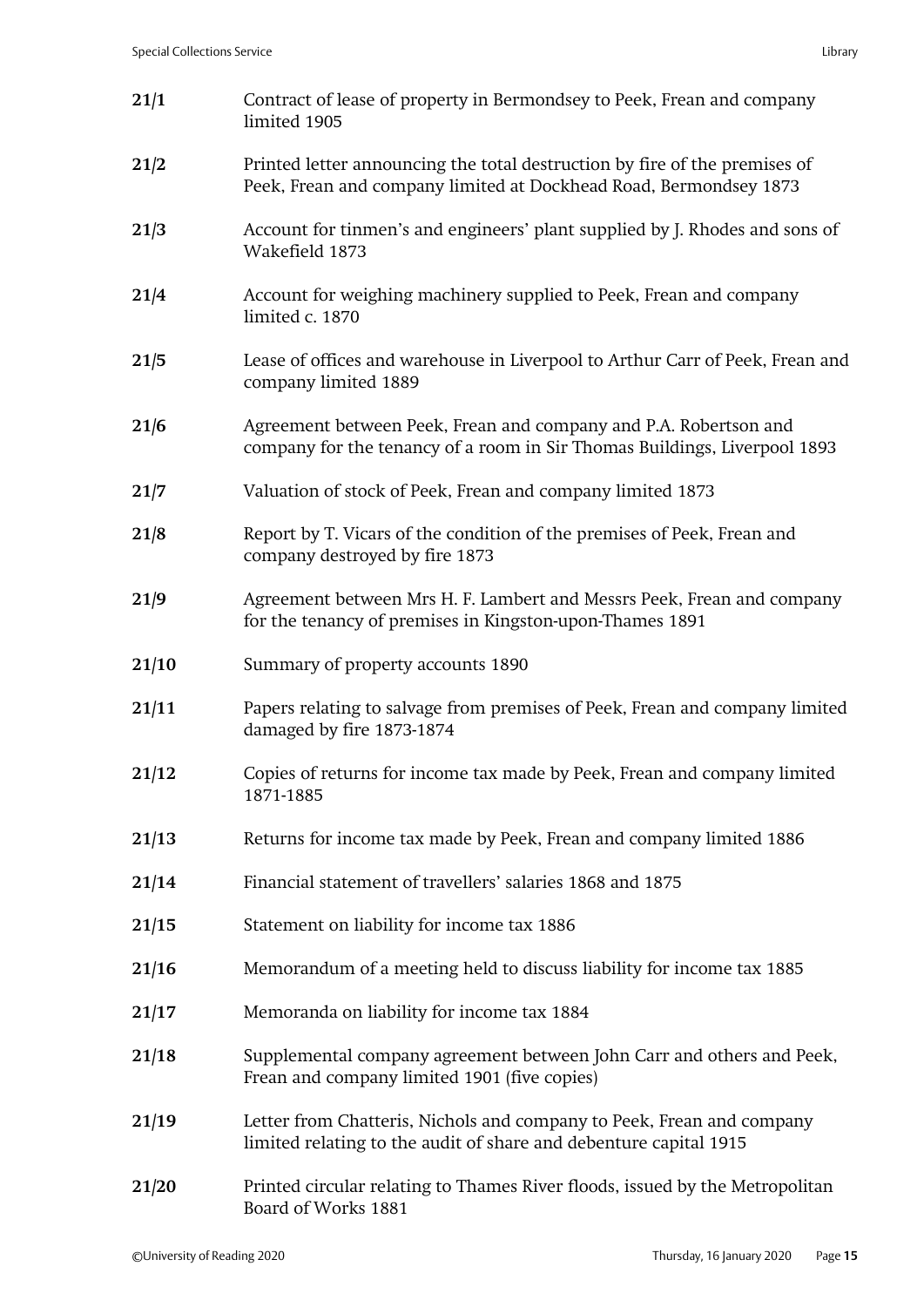| | |
|---|---|
| **21/1** | Contract of lease of property in Bermondsey to Peek, Frean and company limited 1905 |
| **21/2** | Printed letter announcing the total destruction by fire of the premises of Peek, Frean and company limited at Dockhead Road, Bermondsey 1873 |
| **21/3** | Account for tinmen's and engineers' plant supplied by J. Rhodes and sons of Wakefield 1873 |
| **21/4** | Account for weighing machinery supplied to Peek, Frean and company limited c. 1870 |
| **21/5** | Lease of offices and warehouse in Liverpool to Arthur Carr of Peek, Frean and company limited 1889 |
| **21/6** | Agreement between Peek, Frean and company and P.A. Robertson and company for the tenancy of a room in Sir Thomas Buildings, Liverpool 1893 |
| **21/7** | Valuation of stock of Peek, Frean and company limited 1873 |
| **21/8** | Report by T. Vicars of the condition of the premises of Peek, Frean and company destroyed by fire 1873 |
| **21/9** | Agreement between Mrs H. F. Lambert and Messrs Peek, Frean and company for the tenancy of premises in Kingston-upon-Thames 1891 |
| **21/10** | Summary of property accounts 1890 |
| **21/11** | Papers relating to salvage from premises of Peek, Frean and company limited damaged by fire 1873-1874 |
| **21/12** | Copies of returns for income tax made by Peek, Frean and company limited 1871-1885 |
| **21/13** | Returns for income tax made by Peek, Frean and company limited 1886 |
| **21/14** | Financial statement of travellers' salaries 1868 and 1875 |
| **21/15** | Statement on liability for income tax 1886 |
| **21/16** | Memorandum of a meeting held to discuss liability for income tax 1885 |
| **21/17** | Memoranda on liability for income tax 1884 |
| **21/18** | Supplemental company agreement between John Carr and others and Peek, Frean and company limited 1901 (five copies) |
| **21/19** | Letter from Chatteris, Nichols and company to Peek, Frean and company limited relating to the audit of share and debenture capital 1915 |
| **21/20** | Printed circular relating to Thames River floods, issued by the Metropolitan Board of Works 1881 |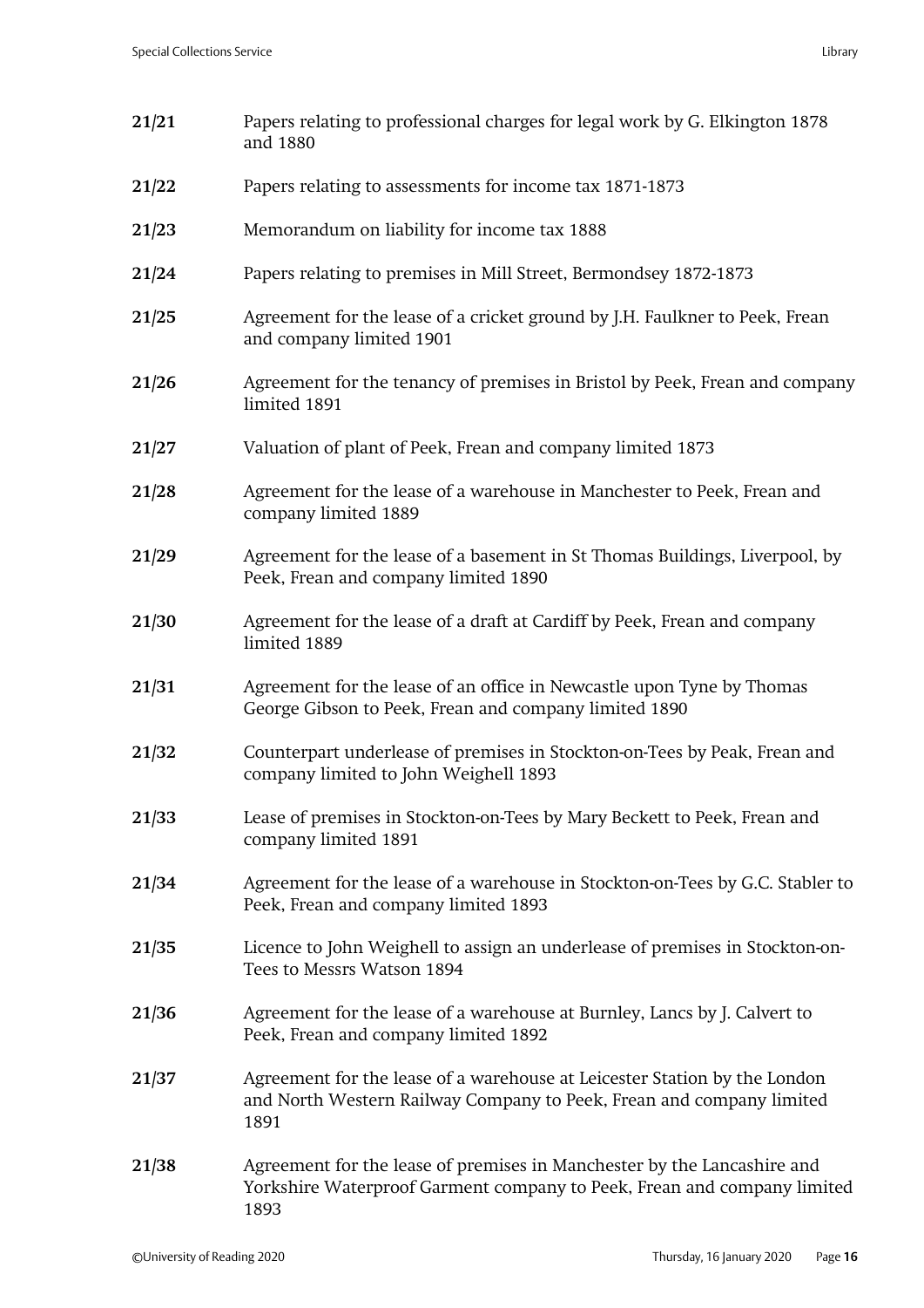**21/21** Papers relating to professional charges for legal work by G. Elkington 1878 and 1880

**21/22** Papers relating to assessments for income tax 1871-1873

**21/23** Memorandum on liability for income tax 1888

**21/24** Papers relating to premises in Mill Street, Bermondsey 1872-1873

**21/25** Agreement for the lease of a cricket ground by J.H. Faulkner to Peek, Frean and company limited 1901

**21/26** Agreement for the tenancy of premises in Bristol by Peek, Frean and company limited 1891

**21/27** Valuation of plant of Peek, Frean and company limited 1873

**21/28** Agreement for the lease of a warehouse in Manchester to Peek, Frean and company limited 1889

**21/29** Agreement for the lease of a basement in St Thomas Buildings, Liverpool, by Peek, Frean and company limited 1890

**21/30** Agreement for the lease of a draft at Cardiff by Peek, Frean and company limited 1889

**21/31** Agreement for the lease of an office in Newcastle upon Tyne by Thomas George Gibson to Peek, Frean and company limited 1890

**21/32** Counterpart underlease of premises in Stockton-on-Tees by Peak, Frean and company limited to John Weighell 1893

**21/33** Lease of premises in Stockton-on-Tees by Mary Beckett to Peek, Frean and company limited 1891

**21/34** Agreement for the lease of a warehouse in Stockton-on-Tees by G.C. Stabler to Peek, Frean and company limited 1893

**21/35** Licence to John Weighell to assign an underlease of premises in Stockton-on-Tees to Messrs Watson 1894

**21/36** Agreement for the lease of a warehouse at Burnley, Lancs by J. Calvert to Peek, Frean and company limited 1892

**21/37** Agreement for the lease of a warehouse at Leicester Station by the London and North Western Railway Company to Peek, Frean and company limited 1891

**21/38** Agreement for the lease of premises in Manchester by the Lancashire and Yorkshire Waterproof Garment company to Peek, Frean and company limited 1893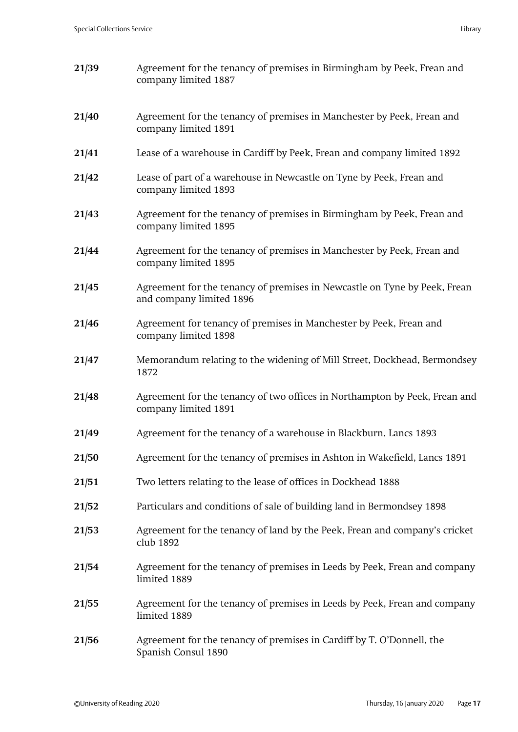**21/39** Agreement for the tenancy of premises in Birmingham by Peek, Frean and company limited 1887

**21/40** Agreement for the tenancy of premises in Manchester by Peek, Frean and company limited 1891

**21/41** Lease of a warehouse in Cardiff by Peek, Frean and company limited 1892

**21/42** Lease of part of a warehouse in Newcastle on Tyne by Peek, Frean and company limited 1893

**21/43** Agreement for the tenancy of premises in Birmingham by Peek, Frean and company limited 1895

**21/44** Agreement for the tenancy of premises in Manchester by Peek, Frean and company limited 1895

**21/45** Agreement for the tenancy of premises in Newcastle on Tyne by Peek, Frean and company limited 1896

**21/46** Agreement for tenancy of premises in Manchester by Peek, Frean and company limited 1898

**21/47** Memorandum relating to the widening of Mill Street, Dockhead, Bermondsey 1872

**21/48** Agreement for the tenancy of two offices in Northampton by Peek, Frean and company limited 1891

**21/49** Agreement for the tenancy of a warehouse in Blackburn, Lancs 1893

**21/50** Agreement for the tenancy of premises in Ashton in Wakefield, Lancs 1891

**21/51** Two letters relating to the lease of offices in Dockhead 1888

**21/52** Particulars and conditions of sale of building land in Bermondsey 1898

**21/53** Agreement for the tenancy of land by the Peek, Frean and company's cricket club 1892

**21/54** Agreement for the tenancy of premises in Leeds by Peek, Frean and company limited 1889

**21/55** Agreement for the tenancy of premises in Leeds by Peek, Frean and company limited 1889

**21/56** Agreement for the tenancy of premises in Cardiff by T. O'Donnell, the Spanish Consul 1890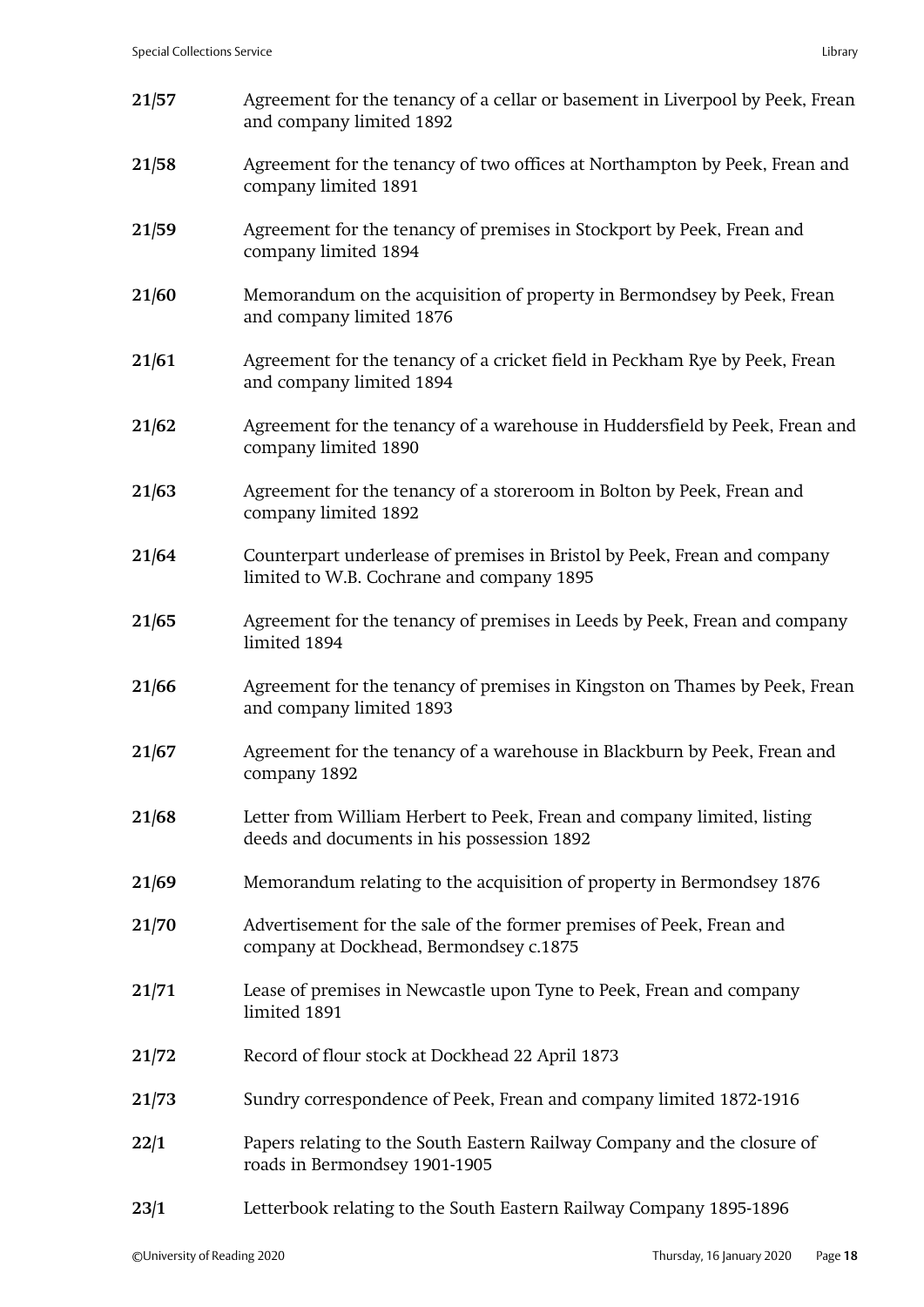| | |
|---|---|
| **21/57** | Agreement for the tenancy of a cellar or basement in Liverpool by Peek, Frean and company limited 1892 |
| **21/58** | Agreement for the tenancy of two offices at Northampton by Peek, Frean and company limited 1891 |
| **21/59** | Agreement for the tenancy of premises in Stockport by Peek, Frean and company limited 1894 |
| **21/60** | Memorandum on the acquisition of property in Bermondsey by Peek, Frean and company limited 1876 |
| **21/61** | Agreement for the tenancy of a cricket field in Peckham Rye by Peek, Frean and company limited 1894 |
| **21/62** | Agreement for the tenancy of a warehouse in Huddersfield by Peek, Frean and company limited 1890 |
| **21/63** | Agreement for the tenancy of a storeroom in Bolton by Peek, Frean and company limited 1892 |
| **21/64** | Counterpart underlease of premises in Bristol by Peek, Frean and company limited to W.B. Cochrane and company 1895 |
| **21/65** | Agreement for the tenancy of premises in Leeds by Peek, Frean and company limited 1894 |
| **21/66** | Agreement for the tenancy of premises in Kingston on Thames by Peek, Frean and company limited 1893 |
| **21/67** | Agreement for the tenancy of a warehouse in Blackburn by Peek, Frean and company 1892 |
| **21/68** | Letter from William Herbert to Peek, Frean and company limited, listing deeds and documents in his possession 1892 |
| **21/69** | Memorandum relating to the acquisition of property in Bermondsey 1876 |
| **21/70** | Advertisement for the sale of the former premises of Peek, Frean and company at Dockhead, Bermondsey c.1875 |
| **21/71** | Lease of premises in Newcastle upon Tyne to Peek, Frean and company limited 1891 |
| **21/72** | Record of flour stock at Dockhead 22 April 1873 |
| **21/73** | Sundry correspondence of Peek, Frean and company limited 1872-1916 |
| **22/1** | Papers relating to the South Eastern Railway Company and the closure of roads in Bermondsey 1901-1905 |
| **23/1** | Letterbook relating to the South Eastern Railway Company 1895-1896 |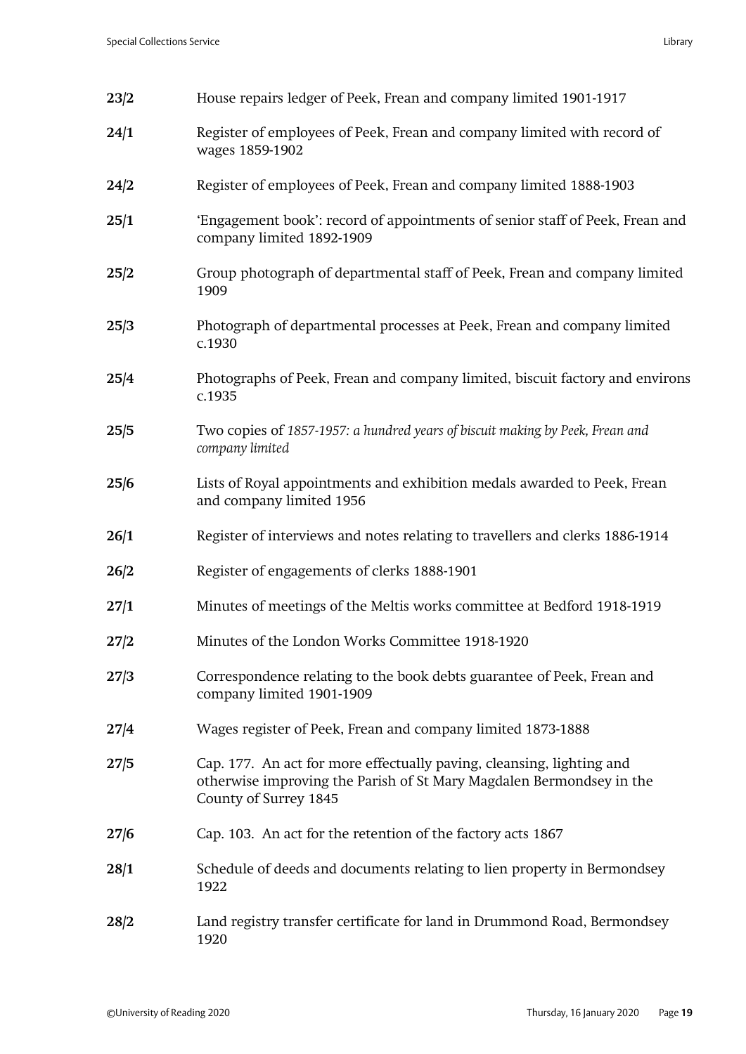**23/2** House repairs ledger of Peek, Frean and company limited 1901-1917

**24/1** Register of employees of Peek, Frean and company limited with record of wages 1859-1902

**24/2** Register of employees of Peek, Frean and company limited 1888-1903

**25/1** 'Engagement book': record of appointments of senior staff of Peek, Frean and company limited 1892-1909

**25/2** Group photograph of departmental staff of Peek, Frean and company limited 1909

**25/3** Photograph of departmental processes at Peek, Frean and company limited c.1930

**25/4** Photographs of Peek, Frean and company limited, biscuit factory and environs c.1935

**25/5** Two copies of *1857-1957: a hundred years of biscuit making by Peek, Frean and company limited*

**25/6** Lists of Royal appointments and exhibition medals awarded to Peek, Frean and company limited 1956

**26/1** Register of interviews and notes relating to travellers and clerks 1886-1914

**26/2** Register of engagements of clerks 1888-1901

**27/1** Minutes of meetings of the Meltis works committee at Bedford 1918-1919

**27/2** Minutes of the London Works Committee 1918-1920

**27/3** Correspondence relating to the book debts guarantee of Peek, Frean and company limited 1901-1909

**27/4** Wages register of Peek, Frean and company limited 1873-1888

**27/5** Cap. 177. An act for more effectually paving, cleansing, lighting and otherwise improving the Parish of St Mary Magdalen Bermondsey in the County of Surrey 1845

**27/6** Cap. 103. An act for the retention of the factory acts 1867

**28/1** Schedule of deeds and documents relating to lien property in Bermondsey 1922

**28/2** Land registry transfer certificate for land in Drummond Road, Bermondsey 1920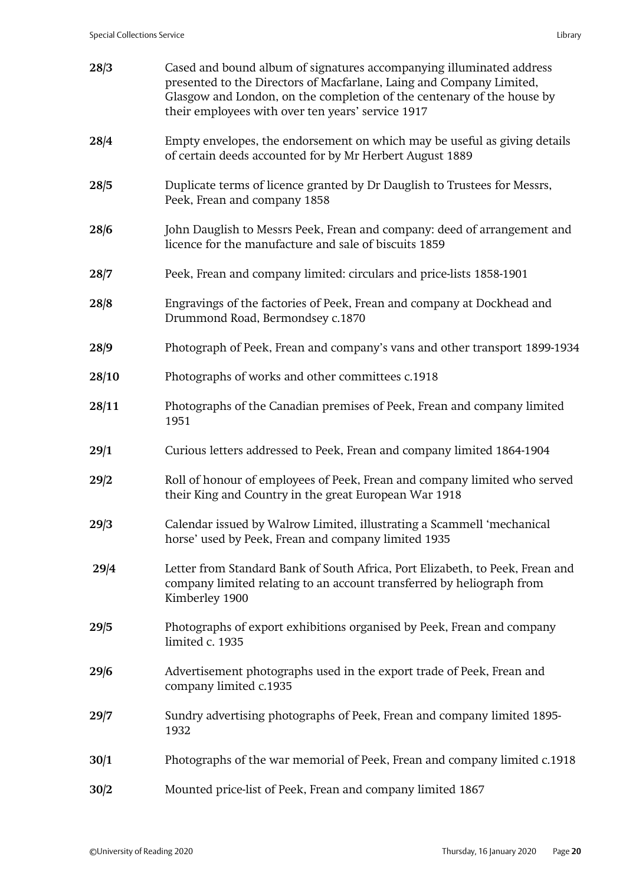**28/3** Cased and bound album of signatures accompanying illuminated address presented to the Directors of Macfarlane, Laing and Company Limited, Glasgow and London, on the completion of the centenary of the house by their employees with over ten years' service 1917

**28/4** Empty envelopes, the endorsement on which may be useful as giving details of certain deeds accounted for by Mr Herbert August 1889

**28/5** Duplicate terms of licence granted by Dr Dauglish to Trustees for Messrs, Peek, Frean and company 1858

**28/6** John Dauglish to Messrs Peek, Frean and company: deed of arrangement and licence for the manufacture and sale of biscuits 1859

**28/7** Peek, Frean and company limited: circulars and price-lists 1858-1901

**28/8** Engravings of the factories of Peek, Frean and company at Dockhead and Drummond Road, Bermondsey c.1870

**28/9** Photograph of Peek, Frean and company's vans and other transport 1899-1934

**28/10** Photographs of works and other committees c.1918

**28/11** Photographs of the Canadian premises of Peek, Frean and company limited 1951

**29/1** Curious letters addressed to Peek, Frean and company limited 1864-1904

**29/2** Roll of honour of employees of Peek, Frean and company limited who served their King and Country in the great European War 1918

**29/3** Calendar issued by Walrow Limited, illustrating a Scammell 'mechanical horse' used by Peek, Frean and company limited 1935

**29/4** Letter from Standard Bank of South Africa, Port Elizabeth, to Peek, Frean and company limited relating to an account transferred by heliograph from Kimberley 1900

**29/5** Photographs of export exhibitions organised by Peek, Frean and company limited c. 1935

**29/6** Advertisement photographs used in the export trade of Peek, Frean and company limited c.1935

**29/7** Sundry advertising photographs of Peek, Frean and company limited 1895-1932

**30/1** Photographs of the war memorial of Peek, Frean and company limited c.1918

**30/2** Mounted price-list of Peek, Frean and company limited 1867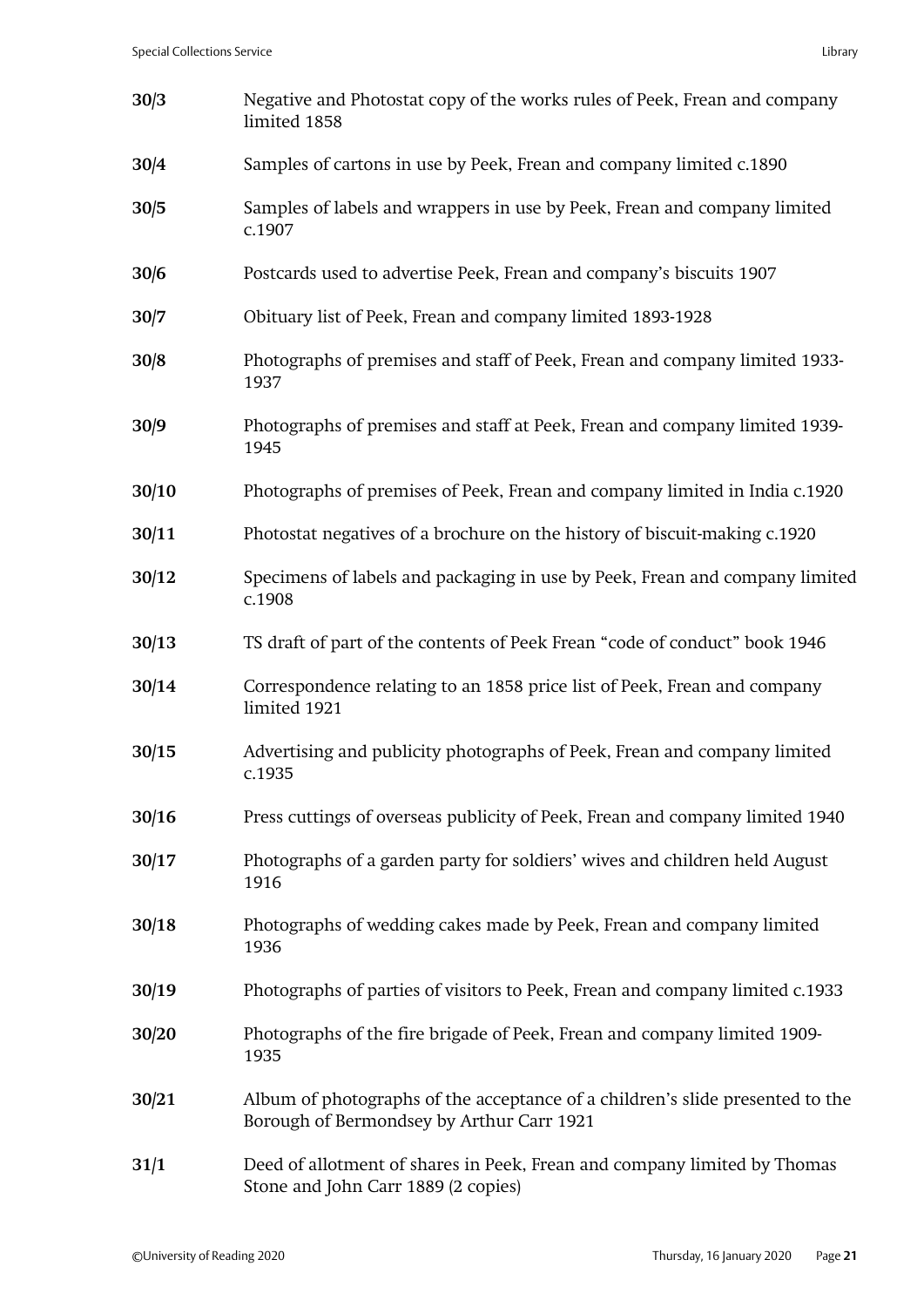**30/3** Negative and Photostat copy of the works rules of Peek, Frean and company limited 1858

**30/4** Samples of cartons in use by Peek, Frean and company limited c.1890

**30/5** Samples of labels and wrappers in use by Peek, Frean and company limited c.1907

**30/6** Postcards used to advertise Peek, Frean and company's biscuits 1907

**30/7** Obituary list of Peek, Frean and company limited 1893-1928

**30/8** Photographs of premises and staff of Peek, Frean and company limited 1933-1937

**30/9** Photographs of premises and staff at Peek, Frean and company limited 1939-1945

**30/10** Photographs of premises of Peek, Frean and company limited in India c.1920

**30/11** Photostat negatives of a brochure on the history of biscuit-making c.1920

**30/12** Specimens of labels and packaging in use by Peek, Frean and company limited c.1908

**30/13** TS draft of part of the contents of Peek Frean "code of conduct" book 1946

**30/14** Correspondence relating to an 1858 price list of Peek, Frean and company limited 1921

**30/15** Advertising and publicity photographs of Peek, Frean and company limited c.1935

**30/16** Press cuttings of overseas publicity of Peek, Frean and company limited 1940

**30/17** Photographs of a garden party for soldiers' wives and children held August 1916

**30/18** Photographs of wedding cakes made by Peek, Frean and company limited 1936

**30/19** Photographs of parties of visitors to Peek, Frean and company limited c.1933

**30/20** Photographs of the fire brigade of Peek, Frean and company limited 1909-1935

**30/21** Album of photographs of the acceptance of a children's slide presented to the Borough of Bermondsey by Arthur Carr 1921

**31/1** Deed of allotment of shares in Peek, Frean and company limited by Thomas Stone and John Carr 1889 (2 copies)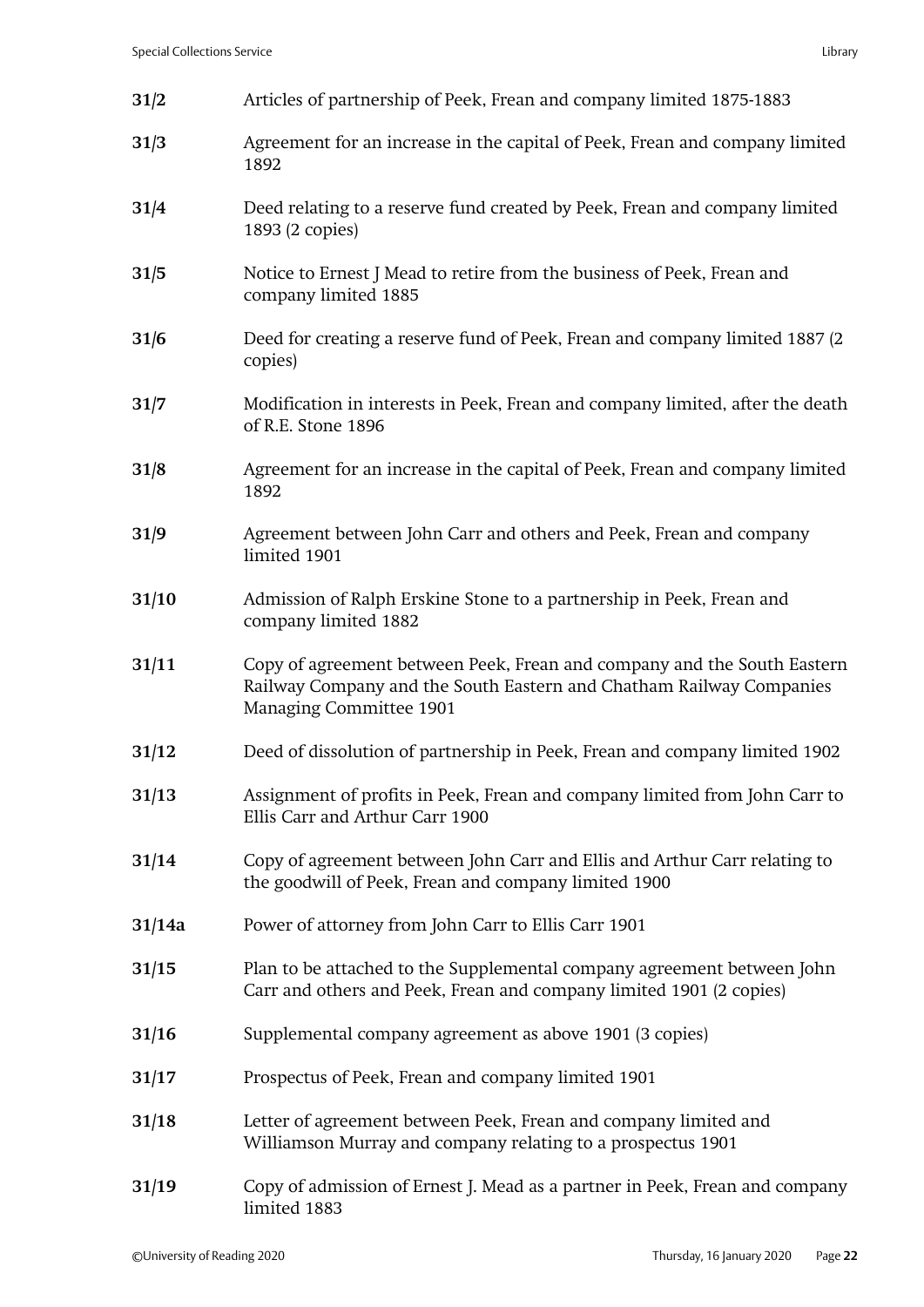| | |
|---|---|
| **31/2** | Articles of partnership of Peek, Frean and company limited 1875-1883 |
| **31/3** | Agreement for an increase in the capital of Peek, Frean and company limited 1892 |
| **31/4** | Deed relating to a reserve fund created by Peek, Frean and company limited 1893 (2 copies) |
| **31/5** | Notice to Ernest J Mead to retire from the business of Peek, Frean and company limited 1885 |
| **31/6** | Deed for creating a reserve fund of Peek, Frean and company limited 1887 (2 copies) |
| **31/7** | Modification in interests in Peek, Frean and company limited, after the death of R.E. Stone 1896 |
| **31/8** | Agreement for an increase in the capital of Peek, Frean and company limited 1892 |
| **31/9** | Agreement between John Carr and others and Peek, Frean and company limited 1901 |
| **31/10** | Admission of Ralph Erskine Stone to a partnership in Peek, Frean and company limited 1882 |
| **31/11** | Copy of agreement between Peek, Frean and company and the South Eastern Railway Company and the South Eastern and Chatham Railway Companies Managing Committee 1901 |
| **31/12** | Deed of dissolution of partnership in Peek, Frean and company limited 1902 |
| **31/13** | Assignment of profits in Peek, Frean and company limited from John Carr to Ellis Carr and Arthur Carr 1900 |
| **31/14** | Copy of agreement between John Carr and Ellis and Arthur Carr relating to the goodwill of Peek, Frean and company limited 1900 |
| **31/14a** | Power of attorney from John Carr to Ellis Carr 1901 |
| **31/15** | Plan to be attached to the Supplemental company agreement between John Carr and others and Peek, Frean and company limited 1901 (2 copies) |
| **31/16** | Supplemental company agreement as above 1901 (3 copies) |
| **31/17** | Prospectus of Peek, Frean and company limited 1901 |
| **31/18** | Letter of agreement between Peek, Frean and company limited and Williamson Murray and company relating to a prospectus 1901 |
| **31/19** | Copy of admission of Ernest J. Mead as a partner in Peek, Frean and company limited 1883 |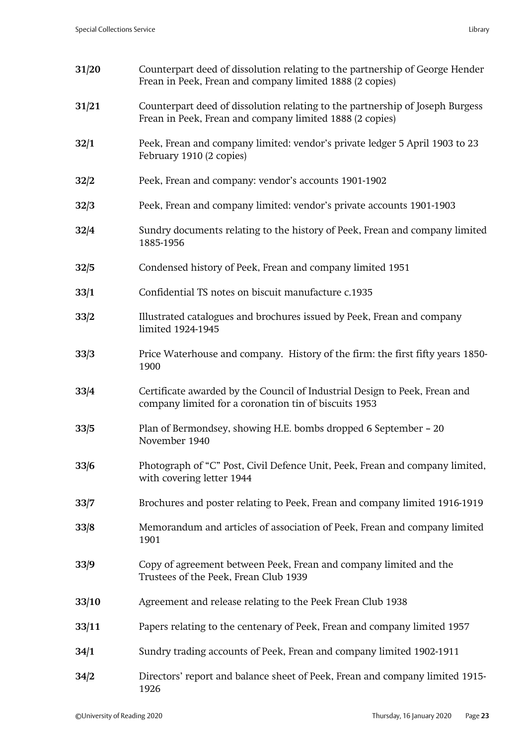**31/20** Counterpart deed of dissolution relating to the partnership of George Hender Frean in Peek, Frean and company limited 1888 (2 copies)

**31/21** Counterpart deed of dissolution relating to the partnership of Joseph Burgess Frean in Peek, Frean and company limited 1888 (2 copies)

**32/1** Peek, Frean and company limited: vendor's private ledger 5 April 1903 to 23 February 1910 (2 copies)

**32/2** Peek, Frean and company: vendor's accounts 1901-1902

**32/3** Peek, Frean and company limited: vendor's private accounts 1901-1903

**32/4** Sundry documents relating to the history of Peek, Frean and company limited 1885-1956

**32/5** Condensed history of Peek, Frean and company limited 1951

**33/1** Confidential TS notes on biscuit manufacture c.1935

**33/2** Illustrated catalogues and brochures issued by Peek, Frean and company limited 1924-1945

**33/3** Price Waterhouse and company. History of the firm: the first fifty years 1850-1900

**33/4** Certificate awarded by the Council of Industrial Design to Peek, Frean and company limited for a coronation tin of biscuits 1953

**33/5** Plan of Bermondsey, showing H.E. bombs dropped 6 September – 20 November 1940

**33/6** Photograph of "C" Post, Civil Defence Unit, Peek, Frean and company limited, with covering letter 1944

**33/7** Brochures and poster relating to Peek, Frean and company limited 1916-1919

**33/8** Memorandum and articles of association of Peek, Frean and company limited 1901

**33/9** Copy of agreement between Peek, Frean and company limited and the Trustees of the Peek, Frean Club 1939

**33/10** Agreement and release relating to the Peek Frean Club 1938

**33/11** Papers relating to the centenary of Peek, Frean and company limited 1957

**34/1** Sundry trading accounts of Peek, Frean and company limited 1902-1911

**34/2** Directors' report and balance sheet of Peek, Frean and company limited 1915-1926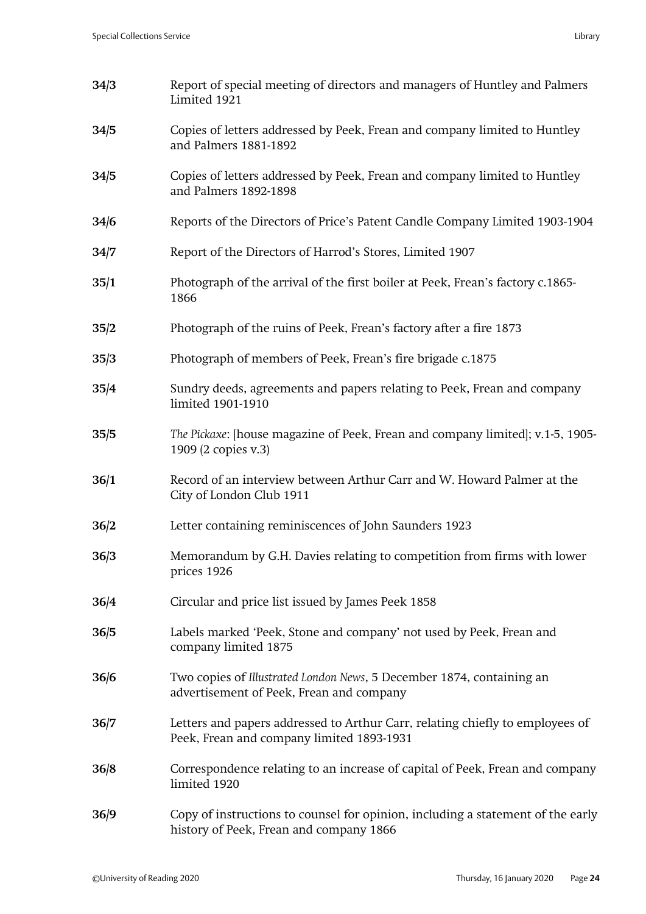| | |
|---|---|
| **34/3** | Report of special meeting of directors and managers of Huntley and Palmers Limited 1921 |
| **34/5** | Copies of letters addressed by Peek, Frean and company limited to Huntley and Palmers 1881-1892 |
| **34/5** | Copies of letters addressed by Peek, Frean and company limited to Huntley and Palmers 1892-1898 |
| **34/6** | Reports of the Directors of Price's Patent Candle Company Limited 1903-1904 |
| **34/7** | Report of the Directors of Harrod's Stores, Limited 1907 |
| **35/1** | Photograph of the arrival of the first boiler at Peek, Frean's factory c.1865-1866 |
| **35/2** | Photograph of the ruins of Peek, Frean's factory after a fire 1873 |
| **35/3** | Photograph of members of Peek, Frean's fire brigade c.1875 |
| **35/4** | Sundry deeds, agreements and papers relating to Peek, Frean and company limited 1901-1910 |
| **35/5** | *The Pickaxe*: [house magazine of Peek, Frean and company limited]; v.1-5, 1905-1909 (2 copies v.3) |
| **36/1** | Record of an interview between Arthur Carr and W. Howard Palmer at the City of London Club 1911 |
| **36/2** | Letter containing reminiscences of John Saunders 1923 |
| **36/3** | Memorandum by G.H. Davies relating to competition from firms with lower prices 1926 |
| **36/4** | Circular and price list issued by James Peek 1858 |
| **36/5** | Labels marked 'Peek, Stone and company' not used by Peek, Frean and company limited 1875 |
| **36/6** | Two copies of *Illustrated London News*, 5 December 1874, containing an advertisement of Peek, Frean and company |
| **36/7** | Letters and papers addressed to Arthur Carr, relating chiefly to employees of Peek, Frean and company limited 1893-1931 |
| **36/8** | Correspondence relating to an increase of capital of Peek, Frean and company limited 1920 |
| **36/9** | Copy of instructions to counsel for opinion, including a statement of the early history of Peek, Frean and company 1866 |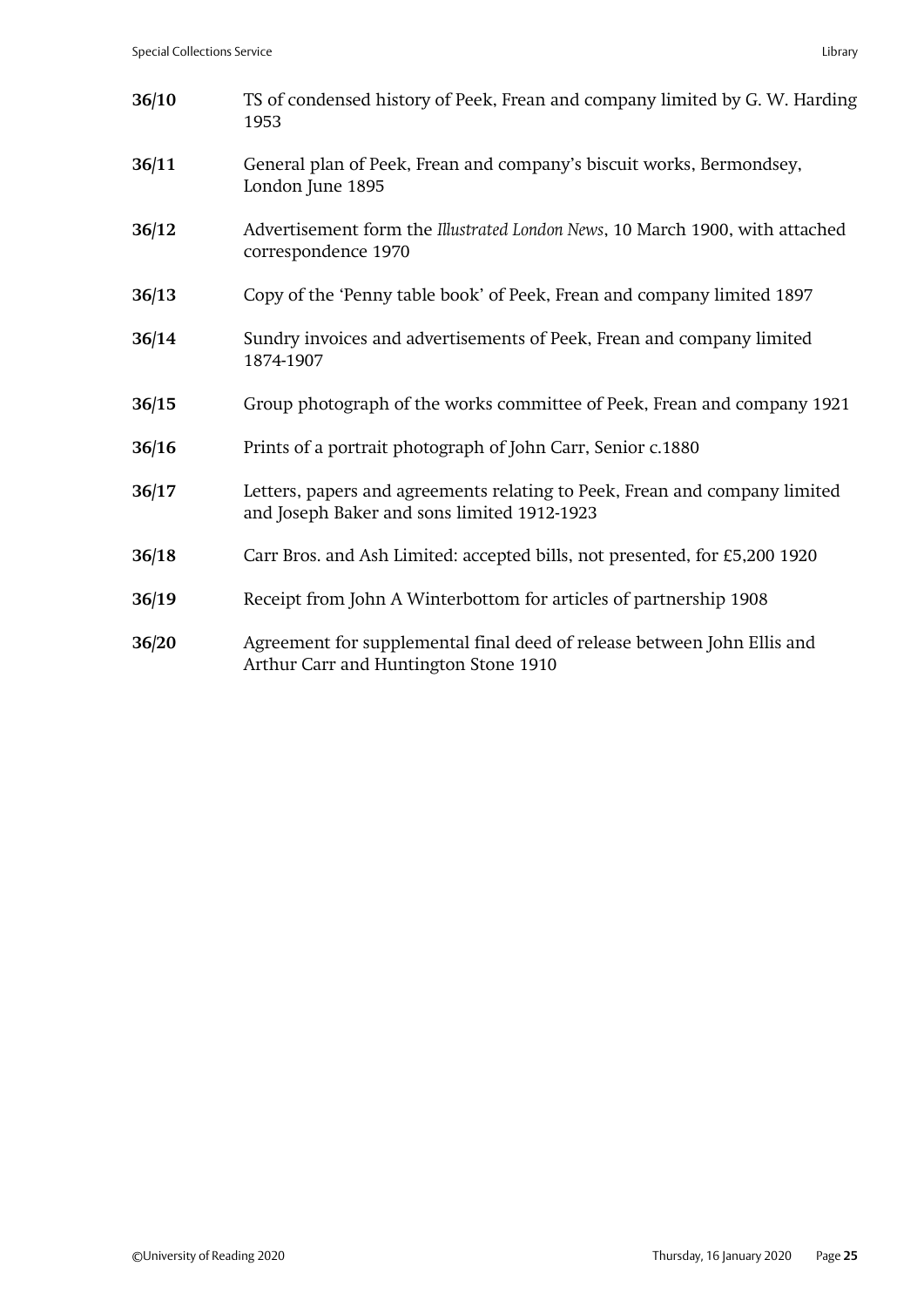**36/10** TS of condensed history of Peek, Frean and company limited by G. W. Harding 1953

**36/11** General plan of Peek, Frean and company's biscuit works, Bermondsey, London June 1895

**36/12** Advertisement form the *Illustrated London News*, 10 March 1900, with attached correspondence 1970

**36/13** Copy of the 'Penny table book' of Peek, Frean and company limited 1897

**36/14** Sundry invoices and advertisements of Peek, Frean and company limited 1874-1907

**36/15** Group photograph of the works committee of Peek, Frean and company 1921

**36/16** Prints of a portrait photograph of John Carr, Senior c.1880

**36/17** Letters, papers and agreements relating to Peek, Frean and company limited and Joseph Baker and sons limited 1912-1923

**36/18** Carr Bros. and Ash Limited: accepted bills, not presented, for £5,200 1920

**36/19** Receipt from John A Winterbottom for articles of partnership 1908

**36/20** Agreement for supplemental final deed of release between John Ellis and Arthur Carr and Huntington Stone 1910